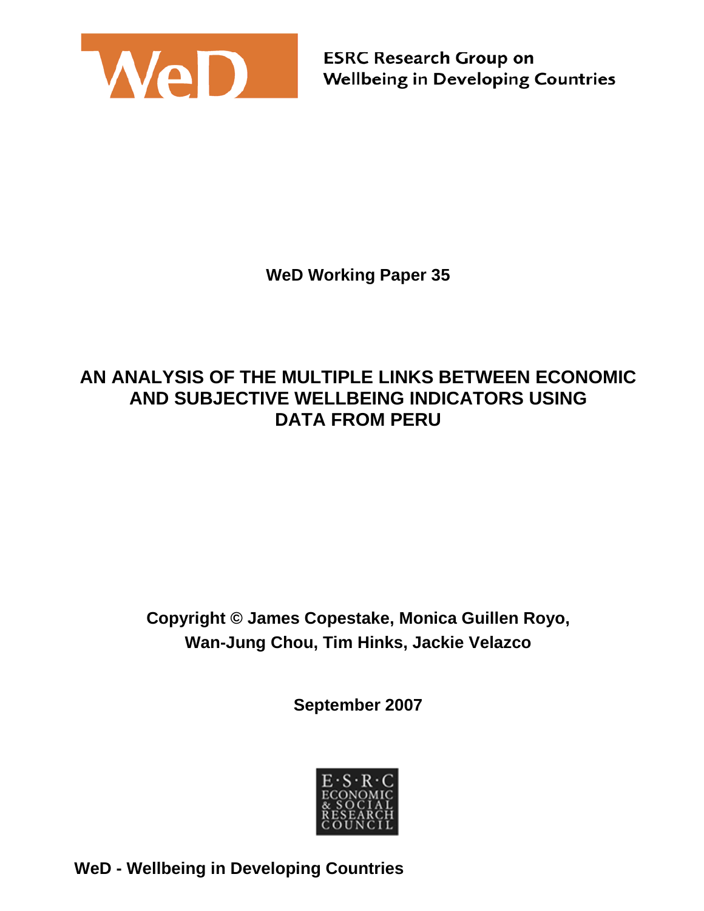WeD

ESRC Research Group on
Wellbeing in Developing Countries

**WeD Working Paper 35**

# AN ANALYSIS OF THE MULTIPLE LINKS BETWEEN ECONOMIC AND SUBJECTIVE WELLBEING INDICATORS USING DATA FROM PERU

**Copyright © James Copestake, Monica Guillen Royo, Wan-Jung Chou, Tim Hinks, Jackie Velazco**

**September 2007**

E·S·R·C
ECONOMIC & SOCIAL RESEARCH COUNCIL

**WeD - Wellbeing in Developing Countries**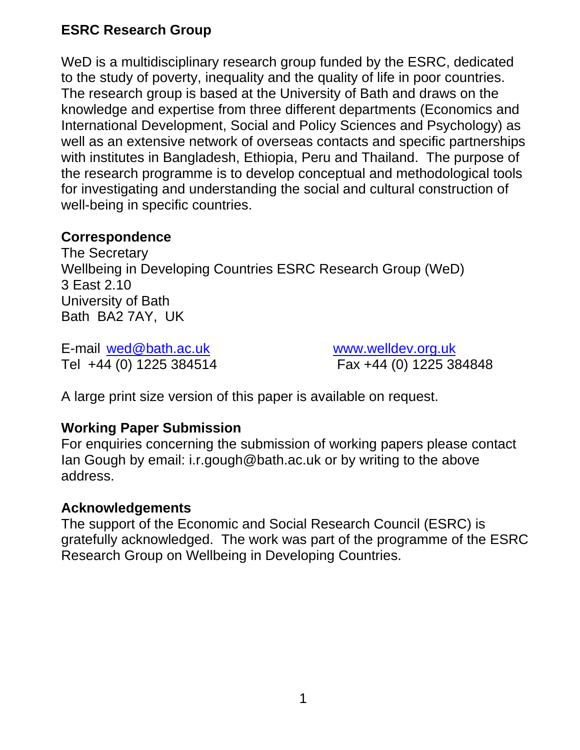## ESRC Research Group

WeD is a multidisciplinary research group funded by the ESRC, dedicated to the study of poverty, inequality and the quality of life in poor countries. The research group is based at the University of Bath and draws on the knowledge and expertise from three different departments (Economics and International Development, Social and Policy Sciences and Psychology) as well as an extensive network of overseas contacts and specific partnerships with institutes in Bangladesh, Ethiopia, Peru and Thailand. The purpose of the research programme is to develop conceptual and methodological tools for investigating and understanding the social and cultural construction of well-being in specific countries.

### Correspondence

The Secretary
Wellbeing in Developing Countries ESRC Research Group (WeD)
3 East 2.10
University of Bath
Bath BA2 7AY, UK

E-mail [wed@bath.ac.uk](mailto:wed@bath.ac.uk) [www.welldev.org.uk](http://www.welldev.org.uk)
Tel +44 (0) 1225 384514 Fax +44 (0) 1225 384848

A large print size version of this paper is available on request.

### Working Paper Submission

For enquiries concerning the submission of working papers please contact Ian Gough by email: i.r.gough@bath.ac.uk or by writing to the above address.

### Acknowledgements

The support of the Economic and Social Research Council (ESRC) is gratefully acknowledged. The work was part of the programme of the ESRC Research Group on Wellbeing in Developing Countries.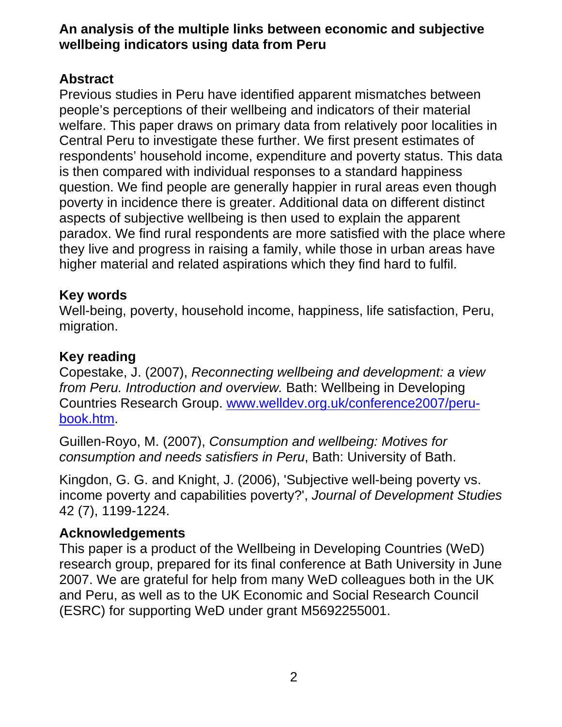**An analysis of the multiple links between economic and subjective wellbeing indicators using data from Peru**

## Abstract

Previous studies in Peru have identified apparent mismatches between people's perceptions of their wellbeing and indicators of their material welfare. This paper draws on primary data from relatively poor localities in Central Peru to investigate these further. We first present estimates of respondents' household income, expenditure and poverty status. This data is then compared with individual responses to a standard happiness question. We find people are generally happier in rural areas even though poverty in incidence there is greater. Additional data on different distinct aspects of subjective wellbeing is then used to explain the apparent paradox. We find rural respondents are more satisfied with the place where they live and progress in raising a family, while those in urban areas have higher material and related aspirations which they find hard to fulfil.

## Key words

Well-being, poverty, household income, happiness, life satisfaction, Peru, migration.

## Key reading

Copestake, J. (2007), *Reconnecting wellbeing and development: a view from Peru. Introduction and overview.* Bath: Wellbeing in Developing Countries Research Group. [www.welldev.org.uk/conference2007/peru-book.htm](www.welldev.org.uk/conference2007/peru-book.htm).

Guillen-Royo, M. (2007), *Consumption and wellbeing: Motives for consumption and needs satisfiers in Peru*, Bath: University of Bath.

Kingdon, G. G. and Knight, J. (2006), 'Subjective well-being poverty vs. income poverty and capabilities poverty?', *Journal of Development Studies* 42 (7), 1199-1224.

## Acknowledgements

This paper is a product of the Wellbeing in Developing Countries (WeD) research group, prepared for its final conference at Bath University in June 2007. We are grateful for help from many WeD colleagues both in the UK and Peru, as well as to the UK Economic and Social Research Council (ESRC) for supporting WeD under grant M5692255001.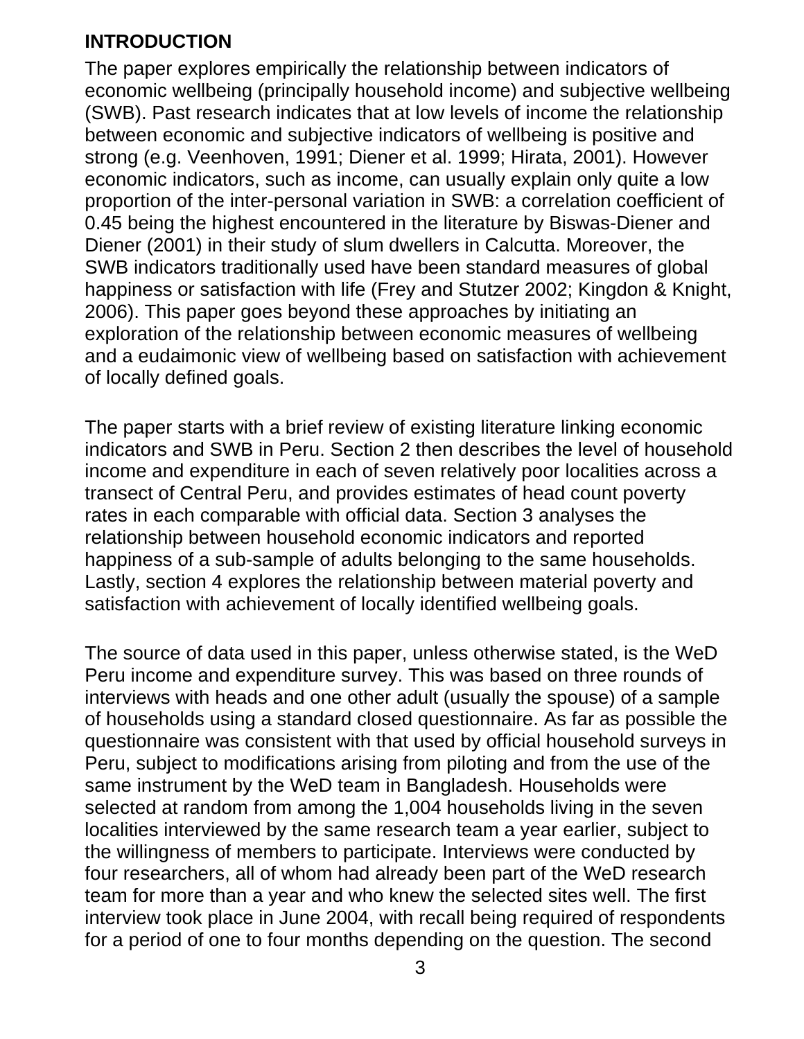## INTRODUCTION

The paper explores empirically the relationship between indicators of economic wellbeing (principally household income) and subjective wellbeing (SWB). Past research indicates that at low levels of income the relationship between economic and subjective indicators of wellbeing is positive and strong (e.g. Veenhoven, 1991; Diener et al. 1999; Hirata, 2001). However economic indicators, such as income, can usually explain only quite a low proportion of the inter-personal variation in SWB: a correlation coefficient of 0.45 being the highest encountered in the literature by Biswas-Diener and Diener (2001) in their study of slum dwellers in Calcutta. Moreover, the SWB indicators traditionally used have been standard measures of global happiness or satisfaction with life (Frey and Stutzer 2002; Kingdon & Knight, 2006). This paper goes beyond these approaches by initiating an exploration of the relationship between economic measures of wellbeing and a eudaimonic view of wellbeing based on satisfaction with achievement of locally defined goals.

The paper starts with a brief review of existing literature linking economic indicators and SWB in Peru. Section 2 then describes the level of household income and expenditure in each of seven relatively poor localities across a transect of Central Peru, and provides estimates of head count poverty rates in each comparable with official data. Section 3 analyses the relationship between household economic indicators and reported happiness of a sub-sample of adults belonging to the same households. Lastly, section 4 explores the relationship between material poverty and satisfaction with achievement of locally identified wellbeing goals.

The source of data used in this paper, unless otherwise stated, is the WeD Peru income and expenditure survey. This was based on three rounds of interviews with heads and one other adult (usually the spouse) of a sample of households using a standard closed questionnaire. As far as possible the questionnaire was consistent with that used by official household surveys in Peru, subject to modifications arising from piloting and from the use of the same instrument by the WeD team in Bangladesh. Households were selected at random from among the 1,004 households living in the seven localities interviewed by the same research team a year earlier, subject to the willingness of members to participate. Interviews were conducted by four researchers, all of whom had already been part of the WeD research team for more than a year and who knew the selected sites well. The first interview took place in June 2004, with recall being required of respondents for a period of one to four months depending on the question. The second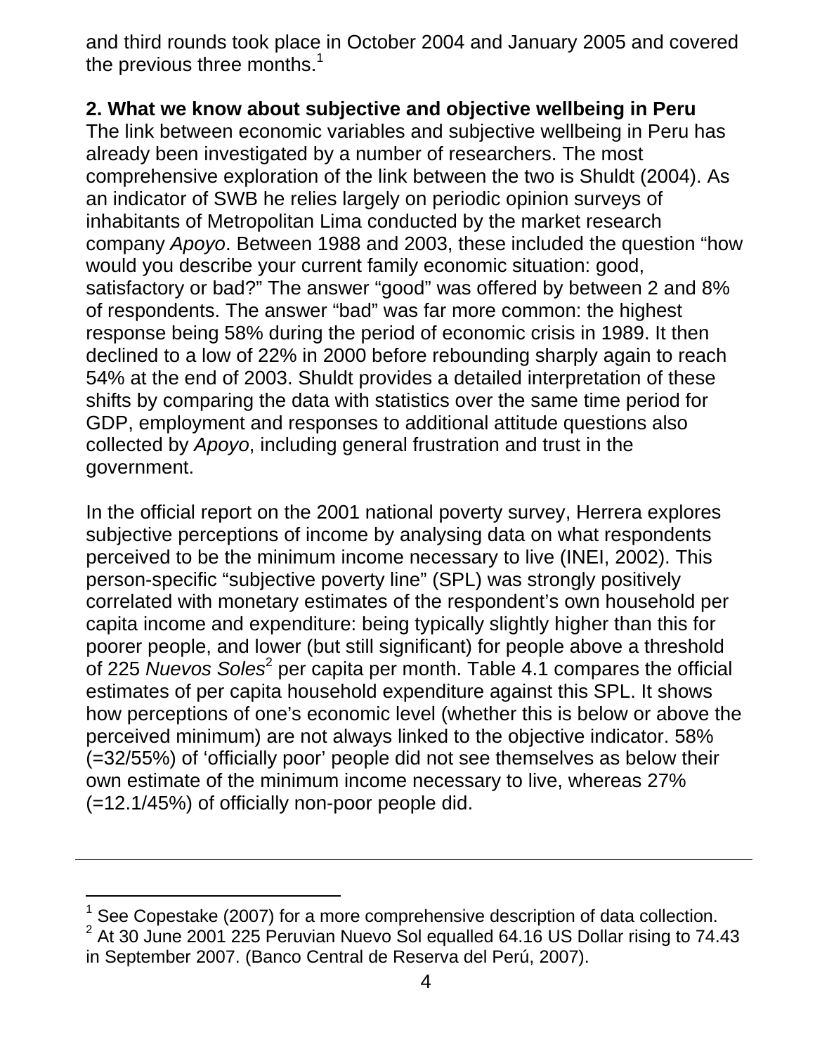and third rounds took place in October 2004 and January 2005 and covered the previous three months.[1]

## 2. What we know about subjective and objective wellbeing in Peru

The link between economic variables and subjective wellbeing in Peru has already been investigated by a number of researchers. The most comprehensive exploration of the link between the two is Shuldt (2004). As an indicator of SWB he relies largely on periodic opinion surveys of inhabitants of Metropolitan Lima conducted by the market research company *Apoyo*. Between 1988 and 2003, these included the question "how would you describe your current family economic situation: good, satisfactory or bad?" The answer "good" was offered by between 2 and 8% of respondents. The answer "bad" was far more common: the highest response being 58% during the period of economic crisis in 1989. It then declined to a low of 22% in 2000 before rebounding sharply again to reach 54% at the end of 2003. Shuldt provides a detailed interpretation of these shifts by comparing the data with statistics over the same time period for GDP, employment and responses to additional attitude questions also collected by *Apoyo*, including general frustration and trust in the government.

In the official report on the 2001 national poverty survey, Herrera explores subjective perceptions of income by analysing data on what respondents perceived to be the minimum income necessary to live (INEI, 2002). This person-specific "subjective poverty line" (SPL) was strongly positively correlated with monetary estimates of the respondent's own household per capita income and expenditure: being typically slightly higher than this for poorer people, and lower (but still significant) for people above a threshold of 225 *Nuevos Soles*[2] per capita per month. Table 4.1 compares the official estimates of per capita household expenditure against this SPL. It shows how perceptions of one's economic level (whether this is below or above the perceived minimum) are not always linked to the objective indicator. 58% (=32/55%) of 'officially poor' people did not see themselves as below their own estimate of the minimum income necessary to live, whereas 27% (=12.1/45%) of officially non-poor people did.

---

[1] See Copestake (2007) for a more comprehensive description of data collection.

[2] At 30 June 2001 225 Peruvian Nuevo Sol equalled 64.16 US Dollar rising to 74.43 in September 2007. (Banco Central de Reserva del Perú, 2007).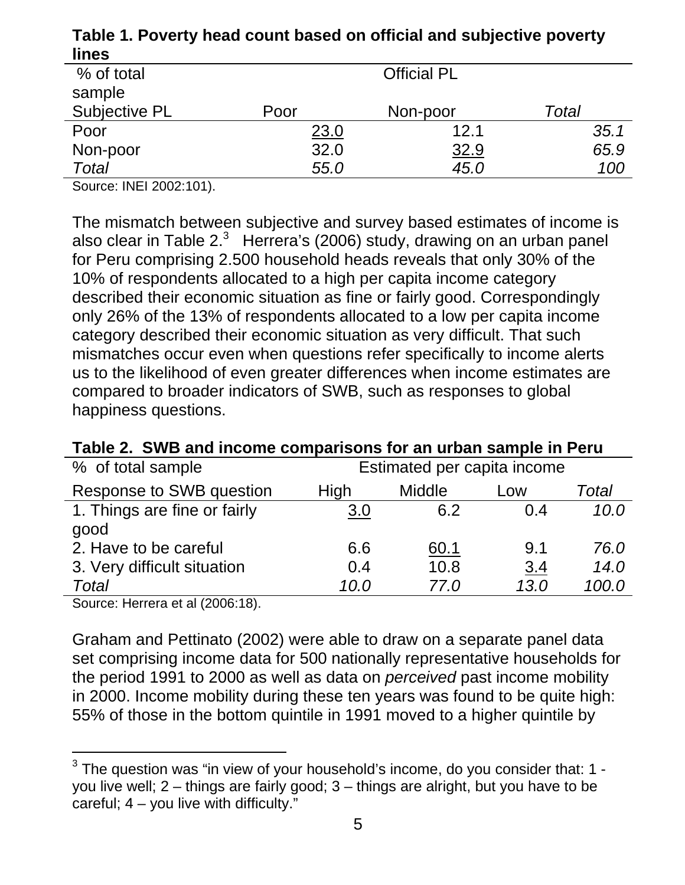**Table 1. Poverty head count based on official and subjective poverty lines**

| % of total sample | Official PL | | |
|---|---|---|---|
| Subjective PL | Poor | Non-poor | *Total* |
| Poor | 23.0 | 12.1 | *35.1* |
| Non-poor | 32.0 | 32.9 | *65.9* |
| *Total* | *55.0* | *45.0* | *100* |

Source: INEI 2002:101).

The mismatch between subjective and survey based estimates of income is also clear in Table 2.[3] Herrera's (2006) study, drawing on an urban panel for Peru comprising 2.500 household heads reveals that only 30% of the 10% of respondents allocated to a high per capita income category described their economic situation as fine or fairly good. Correspondingly only 26% of the 13% of respondents allocated to a low per capita income category described their economic situation as very difficult. That such mismatches occur even when questions refer specifically to income alerts us to the likelihood of even greater differences when income estimates are compared to broader indicators of SWB, such as responses to global happiness questions.

**Table 2. SWB and income comparisons for an urban sample in Peru**

| % of total sample | Estimated per capita income | | | |
|---|---|---|---|---|
| Response to SWB question | High | Middle | Low | *Total* |
| 1. Things are fine or fairly good | 3.0 | 6.2 | 0.4 | *10.0* |
| 2. Have to be careful | 6.6 | 60.1 | 9.1 | *76.0* |
| 3. Very difficult situation | 0.4 | 10.8 | 3.4 | *14.0* |
| *Total* | *10.0* | *77.0* | *13.0* | *100.0* |

Source: Herrera et al (2006:18).

Graham and Pettinato (2002) were able to draw on a separate panel data set comprising income data for 500 nationally representative households for the period 1991 to 2000 as well as data on *perceived* past income mobility in 2000. Income mobility during these ten years was found to be quite high: 55% of those in the bottom quintile in 1991 moved to a higher quintile by

---

[3] The question was "in view of your household's income, do you consider that: 1 - you live well; 2 – things are fairly good; 3 – things are alright, but you have to be careful; 4 – you live with difficulty."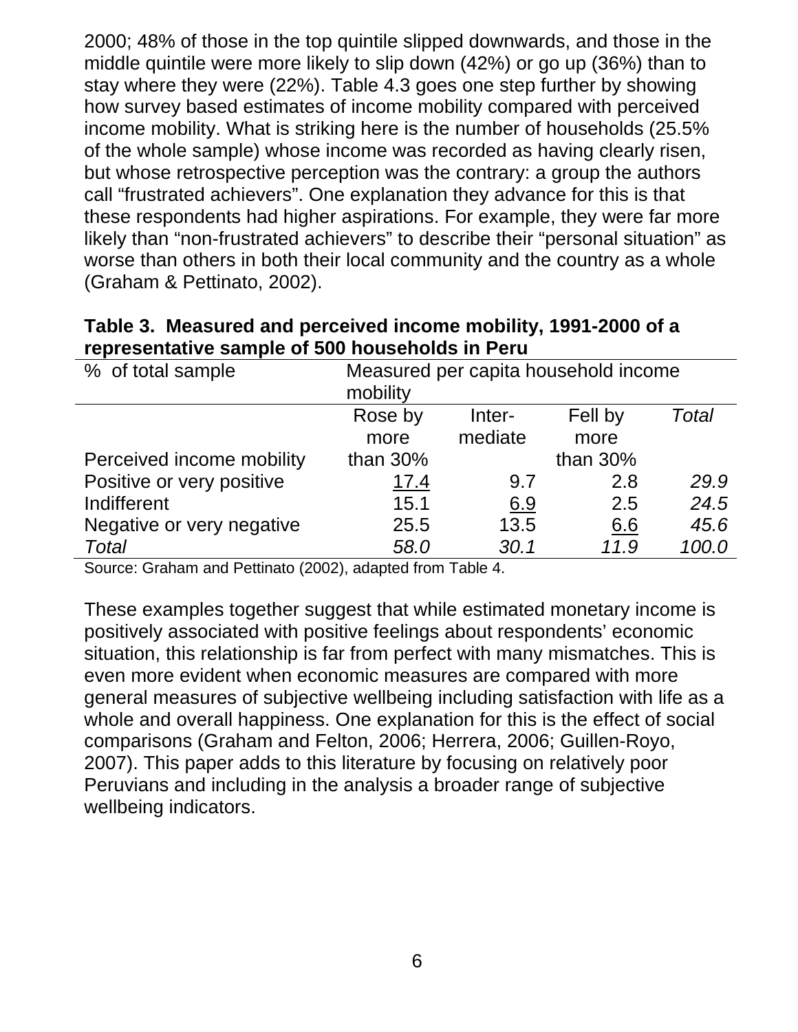2000; 48% of those in the top quintile slipped downwards, and those in the middle quintile were more likely to slip down (42%) or go up (36%) than to stay where they were (22%). Table 4.3 goes one step further by showing how survey based estimates of income mobility compared with perceived income mobility. What is striking here is the number of households (25.5% of the whole sample) whose income was recorded as having clearly risen, but whose retrospective perception was the contrary: a group the authors call "frustrated achievers". One explanation they advance for this is that these respondents had higher aspirations. For example, they were far more likely than "non-frustrated achievers" to describe their "personal situation" as worse than others in both their local community and the country as a whole (Graham & Pettinato, 2002).

**Table 3. Measured and perceived income mobility, 1991-2000 of a representative sample of 500 households in Peru**

| % of total sample | Measured per capita household income mobility | | | |
|---|---|---|---|---|
| Perceived income mobility | Rose by more than 30% | Inter-mediate | Fell by more than 30% | *Total* |
| Positive or very positive | <u>17.4</u> | 9.7 | 2.8 | *29.9* |
| Indifferent | 15.1 | <u>6.9</u> | 2.5 | *24.5* |
| Negative or very negative | 25.5 | 13.5 | <u>6.6</u> | *45.6* |
| *Total* | *58.0* | *30.1* | *11.9* | *100.0* |

Source: Graham and Pettinato (2002), adapted from Table 4.

These examples together suggest that while estimated monetary income is positively associated with positive feelings about respondents' economic situation, this relationship is far from perfect with many mismatches. This is even more evident when economic measures are compared with more general measures of subjective wellbeing including satisfaction with life as a whole and overall happiness. One explanation for this is the effect of social comparisons (Graham and Felton, 2006; Herrera, 2006; Guillen-Royo, 2007). This paper adds to this literature by focusing on relatively poor Peruvians and including in the analysis a broader range of subjective wellbeing indicators.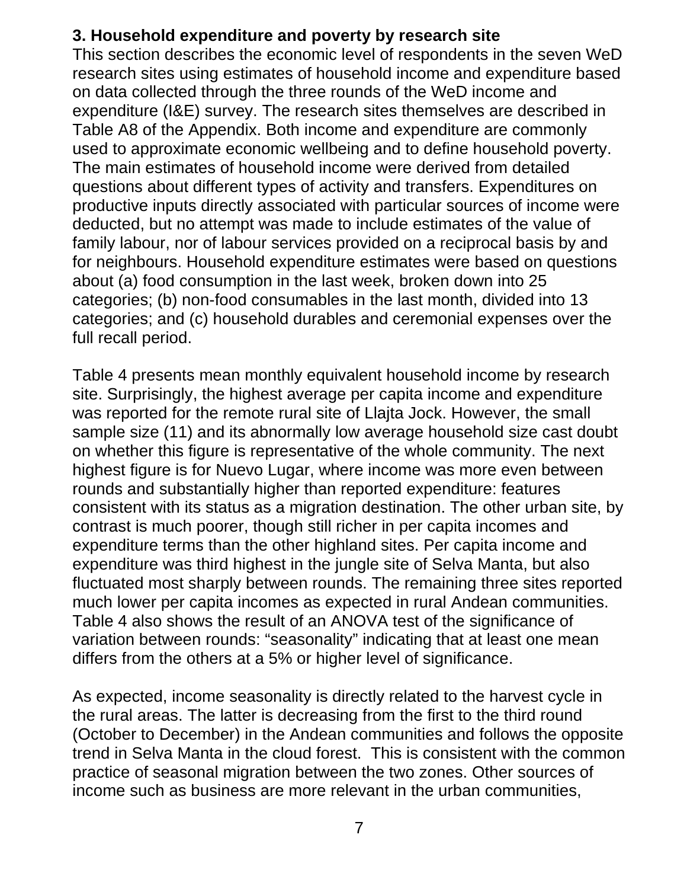### 3. Household expenditure and poverty by research site

This section describes the economic level of respondents in the seven WeD research sites using estimates of household income and expenditure based on data collected through the three rounds of the WeD income and expenditure (I&E) survey. The research sites themselves are described in Table A8 of the Appendix. Both income and expenditure are commonly used to approximate economic wellbeing and to define household poverty. The main estimates of household income were derived from detailed questions about different types of activity and transfers. Expenditures on productive inputs directly associated with particular sources of income were deducted, but no attempt was made to include estimates of the value of family labour, nor of labour services provided on a reciprocal basis by and for neighbours. Household expenditure estimates were based on questions about (a) food consumption in the last week, broken down into 25 categories; (b) non-food consumables in the last month, divided into 13 categories; and (c) household durables and ceremonial expenses over the full recall period.

Table 4 presents mean monthly equivalent household income by research site. Surprisingly, the highest average per capita income and expenditure was reported for the remote rural site of Llajta Jock. However, the small sample size (11) and its abnormally low average household size cast doubt on whether this figure is representative of the whole community. The next highest figure is for Nuevo Lugar, where income was more even between rounds and substantially higher than reported expenditure: features consistent with its status as a migration destination. The other urban site, by contrast is much poorer, though still richer in per capita incomes and expenditure terms than the other highland sites. Per capita income and expenditure was third highest in the jungle site of Selva Manta, but also fluctuated most sharply between rounds. The remaining three sites reported much lower per capita incomes as expected in rural Andean communities. Table 4 also shows the result of an ANOVA test of the significance of variation between rounds: "seasonality" indicating that at least one mean differs from the others at a 5% or higher level of significance.

As expected, income seasonality is directly related to the harvest cycle in the rural areas. The latter is decreasing from the first to the third round (October to December) in the Andean communities and follows the opposite trend in Selva Manta in the cloud forest. This is consistent with the common practice of seasonal migration between the two zones. Other sources of income such as business are more relevant in the urban communities,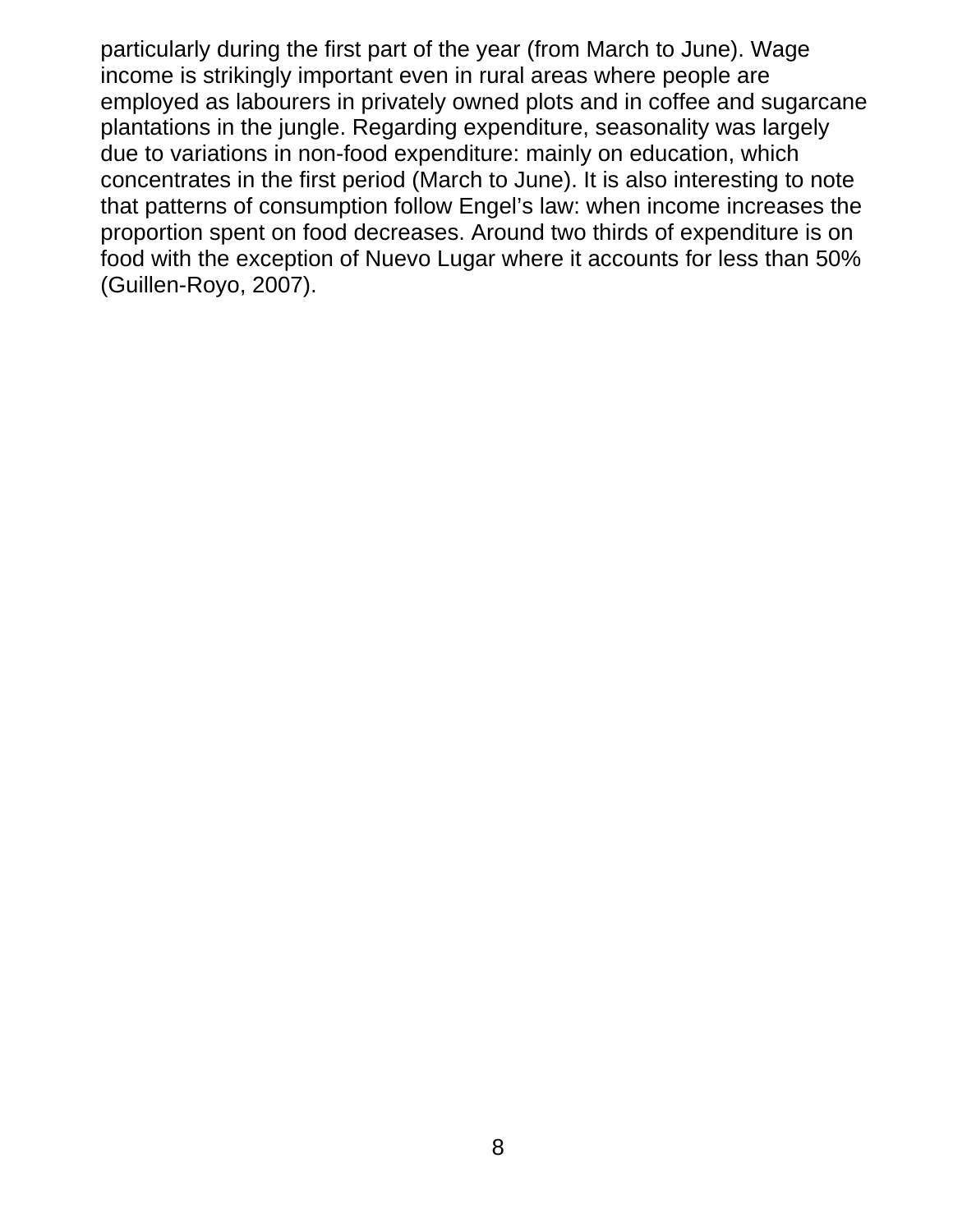particularly during the first part of the year (from March to June). Wage income is strikingly important even in rural areas where people are employed as labourers in privately owned plots and in coffee and sugarcane plantations in the jungle. Regarding expenditure, seasonality was largely due to variations in non-food expenditure: mainly on education, which concentrates in the first period (March to June). It is also interesting to note that patterns of consumption follow Engel's law: when income increases the proportion spent on food decreases. Around two thirds of expenditure is on food with the exception of Nuevo Lugar where it accounts for less than 50% (Guillen-Royo, 2007).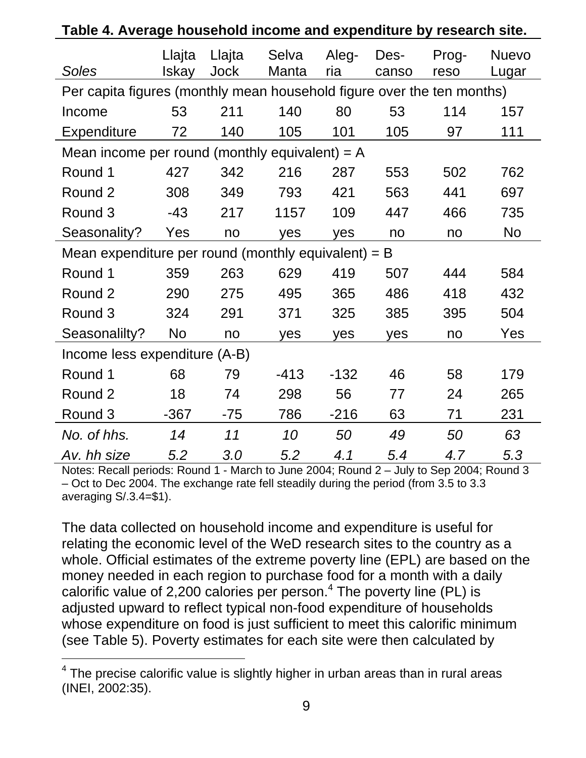**Table 4. Average household income and expenditure by research site.**

| *Soles* | Llajta Iskay | Llajta Jock | Selva Manta | Aleg-ria | Des-canso | Prog-reso | Nuevo Lugar |
|---|---|---|---|---|---|---|---|
| Per capita figures (monthly mean household figure over the ten months) | | | | | | | |
| Income | 53 | 211 | 140 | 80 | 53 | 114 | 157 |
| Expenditure | 72 | 140 | 105 | 101 | 105 | 97 | 111 |
| Mean income per round (monthly equivalent) = A | | | | | | | |
| Round 1 | 427 | 342 | 216 | 287 | 553 | 502 | 762 |
| Round 2 | 308 | 349 | 793 | 421 | 563 | 441 | 697 |
| Round 3 | -43 | 217 | 1157 | 109 | 447 | 466 | 735 |
| Seasonality? | Yes | no | yes | yes | no | no | No |
| Mean expenditure per round (monthly equivalent) = B | | | | | | | |
| Round 1 | 359 | 263 | 629 | 419 | 507 | 444 | 584 |
| Round 2 | 290 | 275 | 495 | 365 | 486 | 418 | 432 |
| Round 3 | 324 | 291 | 371 | 325 | 385 | 395 | 504 |
| Seasonalilty? | No | no | yes | yes | yes | no | Yes |
| Income less expenditure (A-B) | | | | | | | |
| Round 1 | 68 | 79 | -413 | -132 | 46 | 58 | 179 |
| Round 2 | 18 | 74 | 298 | 56 | 77 | 24 | 265 |
| Round 3 | -367 | -75 | 786 | -216 | 63 | 71 | 231 |
| *No. of hhs.* | *14* | *11* | *10* | *50* | *49* | *50* | *63* |
| *Av. hh size* | *5.2* | *3.0* | *5.2* | *4.1* | *5.4* | *4.7* | *5.3* |

Notes: Recall periods: Round 1 - March to June 2004; Round 2 – July to Sep 2004; Round 3 – Oct to Dec 2004. The exchange rate fell steadily during the period (from 3.5 to 3.3 averaging S/.3.4=$1).

The data collected on household income and expenditure is useful for relating the economic level of the WeD research sites to the country as a whole. Official estimates of the extreme poverty line (EPL) are based on the money needed in each region to purchase food for a month with a daily calorific value of 2,200 calories per person.[4] The poverty line (PL) is adjusted upward to reflect typical non-food expenditure of households whose expenditure on food is just sufficient to meet this calorific minimum (see Table 5). Poverty estimates for each site were then calculated by

[4] The precise calorific value is slightly higher in urban areas than in rural areas (INEI, 2002:35).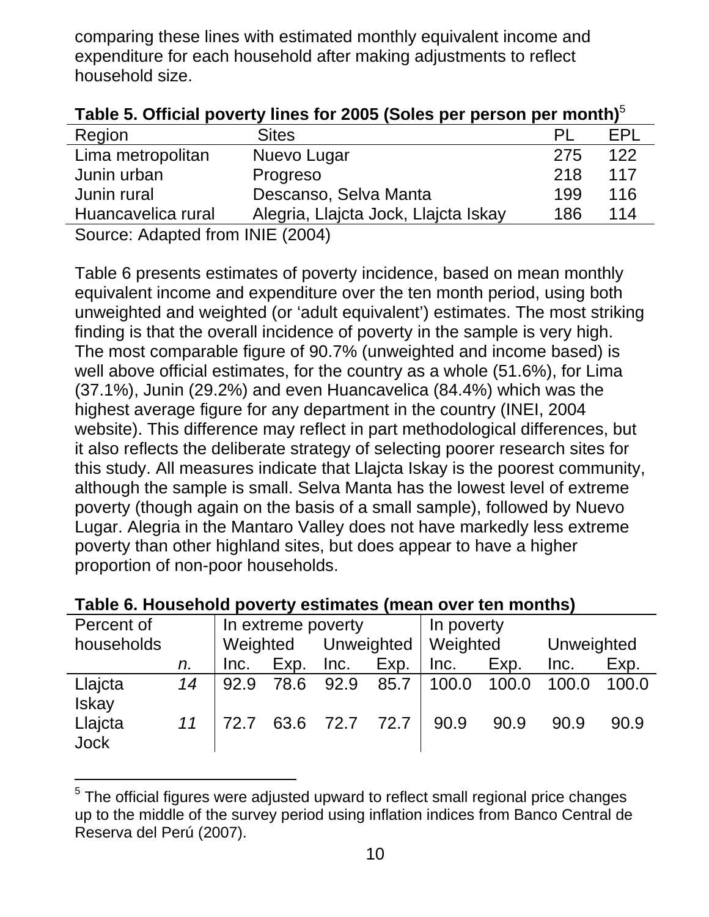comparing these lines with estimated monthly equivalent income and expenditure for each household after making adjustments to reflect household size.

**Table 5. Official poverty lines for 2005 (Soles per person per month)**[5]

| Region | Sites | PL | EPL |
|---|---|---|---|
| Lima metropolitan | Nuevo Lugar | 275 | 122 |
| Junin urban | Progreso | 218 | 117 |
| Junin rural | Descanso, Selva Manta | 199 | 116 |
| Huancavelica rural | Alegria, Llajcta Jock, Llajcta Iskay | 186 | 114 |

Source: Adapted from INIE (2004)

Table 6 presents estimates of poverty incidence, based on mean monthly equivalent income and expenditure over the ten month period, using both unweighted and weighted (or 'adult equivalent') estimates. The most striking finding is that the overall incidence of poverty in the sample is very high. The most comparable figure of 90.7% (unweighted and income based) is well above official estimates, for the country as a whole (51.6%), for Lima (37.1%), Junin (29.2%) and even Huancavelica (84.4%) which was the highest average figure for any department in the country (INEI, 2004 website). This difference may reflect in part methodological differences, but it also reflects the deliberate strategy of selecting poorer research sites for this study. All measures indicate that Llajcta Iskay is the poorest community, although the sample is small. Selva Manta has the lowest level of extreme poverty (though again on the basis of a small sample), followed by Nuevo Lugar. Alegria in the Mantaro Valley does not have markedly less extreme poverty than other highland sites, but does appear to have a higher proportion of non-poor households.

**Table 6. Household poverty estimates (mean over ten months)**

| Percent of households | | In extreme poverty | | | | In poverty | | | |
|---|---|---|---|---|---|---|---|---|---|
| | | Weighted | | Unweighted | | Weighted | | Unweighted | |
| | *n.* | Inc. | Exp. | Inc. | Exp. | Inc. | Exp. | Inc. | Exp. |
| Llajcta Iskay | *14* | 92.9 | 78.6 | 92.9 | 85.7 | 100.0 | 100.0 | 100.0 | 100.0 |
| Llajcta Jock | *11* | 72.7 | 63.6 | 72.7 | 72.7 | 90.9 | 90.9 | 90.9 | 90.9 |

[5] The official figures were adjusted upward to reflect small regional price changes up to the middle of the survey period using inflation indices from Banco Central de Reserva del Perú (2007).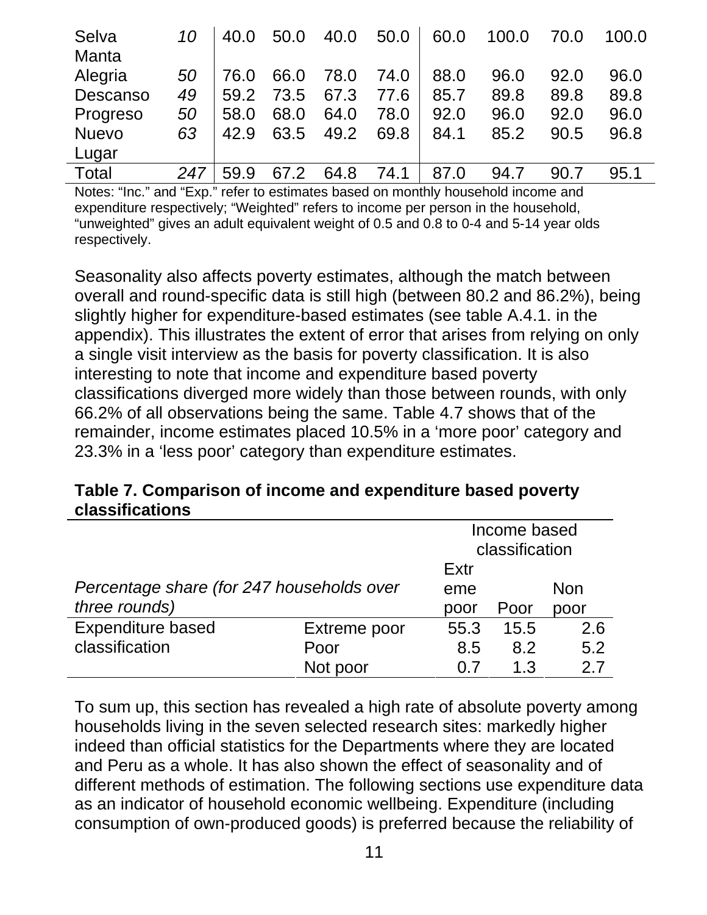| Selva | *10* | 40.0 | 50.0 | 40.0 | 50.0 | 60.0 | 100.0 | 70.0 | 100.0 |
|---|---|---|---|---|---|---|---|---|---|
| Manta Alegria | *50* | 76.0 | 66.0 | 78.0 | 74.0 | 88.0 | 96.0 | 92.0 | 96.0 |
| Descanso | *49* | 59.2 | 73.5 | 67.3 | 77.6 | 85.7 | 89.8 | 89.8 | 89.8 |
| Progreso | *50* | 58.0 | 68.0 | 64.0 | 78.0 | 92.0 | 96.0 | 92.0 | 96.0 |
| Nuevo Lugar | *63* | 42.9 | 63.5 | 49.2 | 69.8 | 84.1 | 85.2 | 90.5 | 96.8 |
| Total | *247* | 59.9 | 67.2 | 64.8 | 74.1 | 87.0 | 94.7 | 90.7 | 95.1 |

Notes: "Inc." and "Exp." refer to estimates based on monthly household income and expenditure respectively; "Weighted" refers to income per person in the household, "unweighted" gives an adult equivalent weight of 0.5 and 0.8 to 0-4 and 5-14 year olds respectively.

Seasonality also affects poverty estimates, although the match between overall and round-specific data is still high (between 80.2 and 86.2%), being slightly higher for expenditure-based estimates (see table A.4.1. in the appendix). This illustrates the extent of error that arises from relying on only a single visit interview as the basis for poverty classification. It is also interesting to note that income and expenditure based poverty classifications diverged more widely than those between rounds, with only 66.2% of all observations being the same. Table 4.7 shows that of the remainder, income estimates placed 10.5% in a 'more poor' category and 23.3% in a 'less poor' category than expenditure estimates.

**Table 7. Comparison of income and expenditure based poverty classifications**

| | | Income based classification | | |
|---|---|---|---|---|
| *Percentage share (for 247 households over three rounds)* | | Extreme poor | Poor | Non poor |
| Expenditure based classification | Extreme poor | 55.3 | 15.5 | 2.6 |
| | Poor | 8.5 | 8.2 | 5.2 |
| | Not poor | 0.7 | 1.3 | 2.7 |

To sum up, this section has revealed a high rate of absolute poverty among households living in the seven selected research sites: markedly higher indeed than official statistics for the Departments where they are located and Peru as a whole. It has also shown the effect of seasonality and of different methods of estimation. The following sections use expenditure data as an indicator of household economic wellbeing. Expenditure (including consumption of own-produced goods) is preferred because the reliability of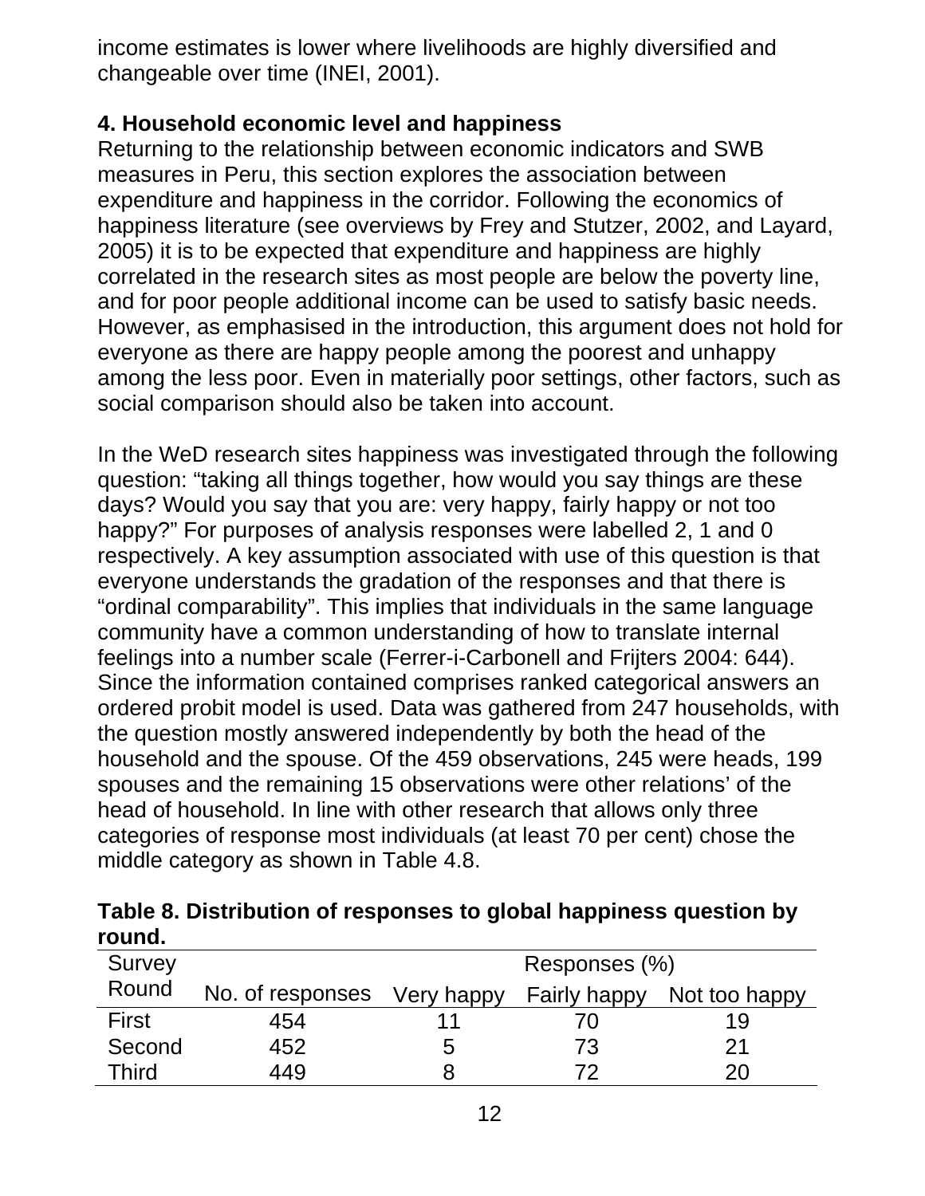income estimates is lower where livelihoods are highly diversified and changeable over time (INEI, 2001).

## 4. Household economic level and happiness

Returning to the relationship between economic indicators and SWB measures in Peru, this section explores the association between expenditure and happiness in the corridor. Following the economics of happiness literature (see overviews by Frey and Stutzer, 2002, and Layard, 2005) it is to be expected that expenditure and happiness are highly correlated in the research sites as most people are below the poverty line, and for poor people additional income can be used to satisfy basic needs. However, as emphasised in the introduction, this argument does not hold for everyone as there are happy people among the poorest and unhappy among the less poor. Even in materially poor settings, other factors, such as social comparison should also be taken into account.

In the WeD research sites happiness was investigated through the following question: "taking all things together, how would you say things are these days? Would you say that you are: very happy, fairly happy or not too happy?" For purposes of analysis responses were labelled 2, 1 and 0 respectively. A key assumption associated with use of this question is that everyone understands the gradation of the responses and that there is "ordinal comparability". This implies that individuals in the same language community have a common understanding of how to translate internal feelings into a number scale (Ferrer-i-Carbonell and Frijters 2004: 644). Since the information contained comprises ranked categorical answers an ordered probit model is used. Data was gathered from 247 households, with the question mostly answered independently by both the head of the household and the spouse. Of the 459 observations, 245 were heads, 199 spouses and the remaining 15 observations were other relations' of the head of household. In line with other research that allows only three categories of response most individuals (at least 70 per cent) chose the middle category as shown in Table 4.8.

**Table 8. Distribution of responses to global happiness question by round.**

| Survey Round | No. of responses | Responses (%) Very happy | Fairly happy | Not too happy |
|---|---|---|---|---|
| First | 454 | 11 | 70 | 19 |
| Second | 452 | 5 | 73 | 21 |
| Third | 449 | 8 | 72 | 20 |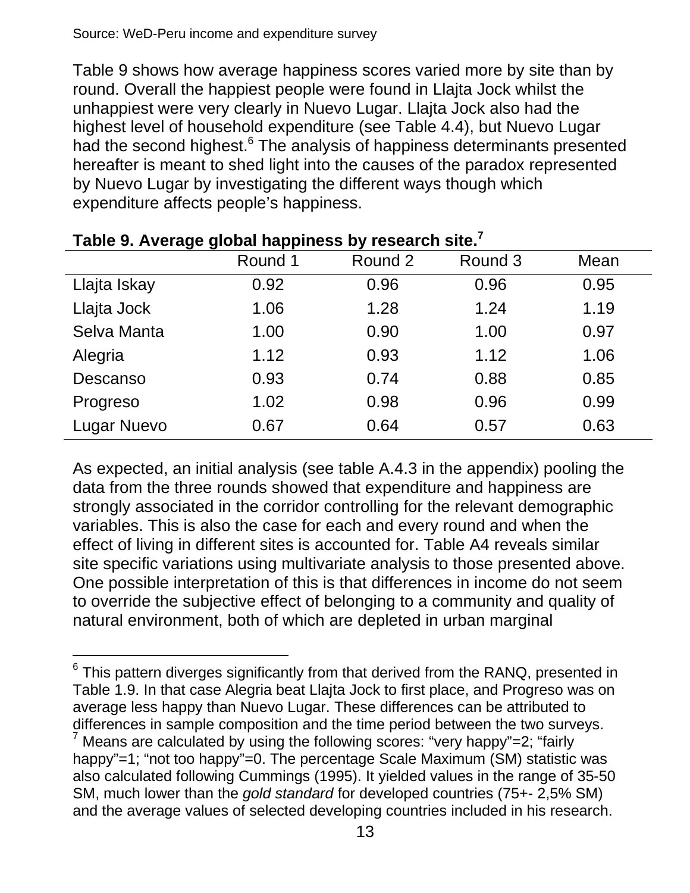Source: WeD-Peru income and expenditure survey

Table 9 shows how average happiness scores varied more by site than by round. Overall the happiest people were found in Llajta Jock whilst the unhappiest were very clearly in Nuevo Lugar. Llajta Jock also had the highest level of household expenditure (see Table 4.4), but Nuevo Lugar had the second highest.[6] The analysis of happiness determinants presented hereafter is meant to shed light into the causes of the paradox represented by Nuevo Lugar by investigating the different ways though which expenditure affects people's happiness.

**Table 9. Average global happiness by research site.[7]**

| | Round 1 | Round 2 | Round 3 | Mean |
|---|---|---|---|---|
| Llajta Iskay | 0.92 | 0.96 | 0.96 | 0.95 |
| Llajta Jock | 1.06 | 1.28 | 1.24 | 1.19 |
| Selva Manta | 1.00 | 0.90 | 1.00 | 0.97 |
| Alegria | 1.12 | 0.93 | 1.12 | 1.06 |
| Descanso | 0.93 | 0.74 | 0.88 | 0.85 |
| Progreso | 1.02 | 0.98 | 0.96 | 0.99 |
| Lugar Nuevo | 0.67 | 0.64 | 0.57 | 0.63 |

As expected, an initial analysis (see table A.4.3 in the appendix) pooling the data from the three rounds showed that expenditure and happiness are strongly associated in the corridor controlling for the relevant demographic variables. This is also the case for each and every round and when the effect of living in different sites is accounted for. Table A4 reveals similar site specific variations using multivariate analysis to those presented above. One possible interpretation of this is that differences in income do not seem to override the subjective effect of belonging to a community and quality of natural environment, both of which are depleted in urban marginal

---

[6] This pattern diverges significantly from that derived from the RANQ, presented in Table 1.9. In that case Alegria beat Llajta Jock to first place, and Progreso was on average less happy than Nuevo Lugar. These differences can be attributed to differences in sample composition and the time period between the two surveys.

[7] Means are calculated by using the following scores: "very happy"=2; "fairly happy"=1; "not too happy"=0. The percentage Scale Maximum (SM) statistic was also calculated following Cummings (1995). It yielded values in the range of 35-50 SM, much lower than the *gold standard* for developed countries (75+- 2,5% SM) and the average values of selected developing countries included in his research.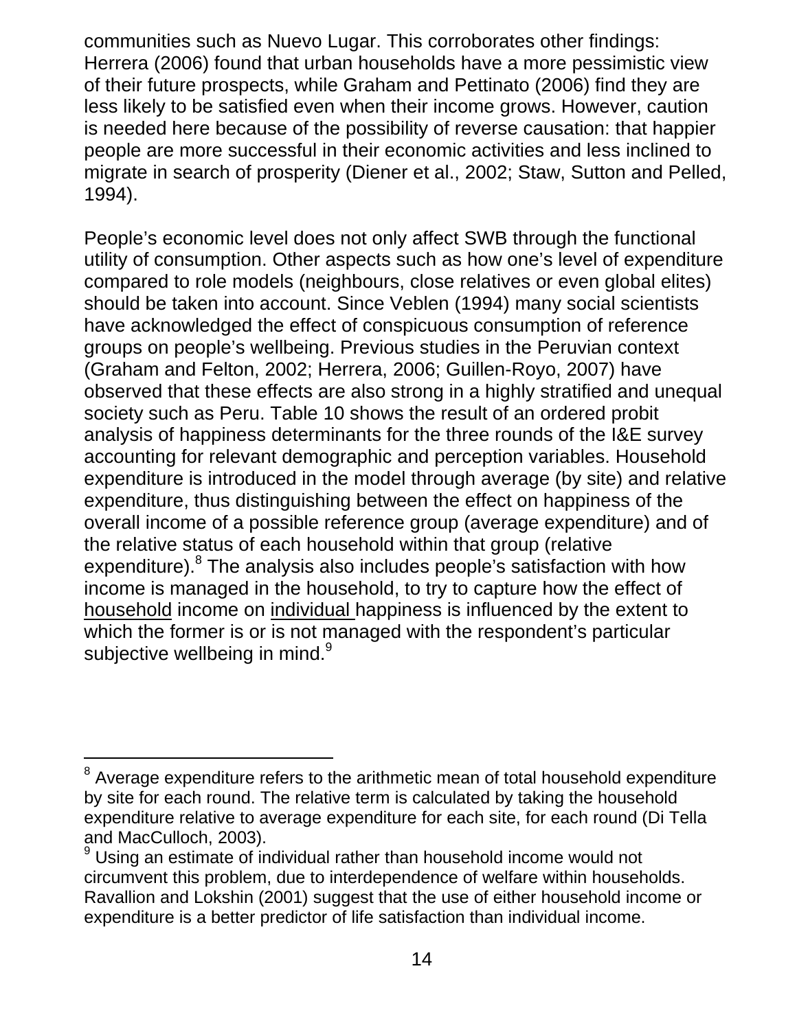communities such as Nuevo Lugar. This corroborates other findings: Herrera (2006) found that urban households have a more pessimistic view of their future prospects, while Graham and Pettinato (2006) find they are less likely to be satisfied even when their income grows. However, caution is needed here because of the possibility of reverse causation: that happier people are more successful in their economic activities and less inclined to migrate in search of prosperity (Diener et al., 2002; Staw, Sutton and Pelled, 1994).

People's economic level does not only affect SWB through the functional utility of consumption. Other aspects such as how one's level of expenditure compared to role models (neighbours, close relatives or even global elites) should be taken into account. Since Veblen (1994) many social scientists have acknowledged the effect of conspicuous consumption of reference groups on people's wellbeing. Previous studies in the Peruvian context (Graham and Felton, 2002; Herrera, 2006; Guillen-Royo, 2007) have observed that these effects are also strong in a highly stratified and unequal society such as Peru. Table 10 shows the result of an ordered probit analysis of happiness determinants for the three rounds of the I&E survey accounting for relevant demographic and perception variables. Household expenditure is introduced in the model through average (by site) and relative expenditure, thus distinguishing between the effect on happiness of the overall income of a possible reference group (average expenditure) and of the relative status of each household within that group (relative expenditure).[8] The analysis also includes people's satisfaction with how income is managed in the household, to try to capture how the effect of household income on individual happiness is influenced by the extent to which the former is or is not managed with the respondent's particular subjective wellbeing in mind.[9]

---

[8] Average expenditure refers to the arithmetic mean of total household expenditure by site for each round. The relative term is calculated by taking the household expenditure relative to average expenditure for each site, for each round (Di Tella and MacCulloch, 2003).

[9] Using an estimate of individual rather than household income would not circumvent this problem, due to interdependence of welfare within households. Ravallion and Lokshin (2001) suggest that the use of either household income or expenditure is a better predictor of life satisfaction than individual income.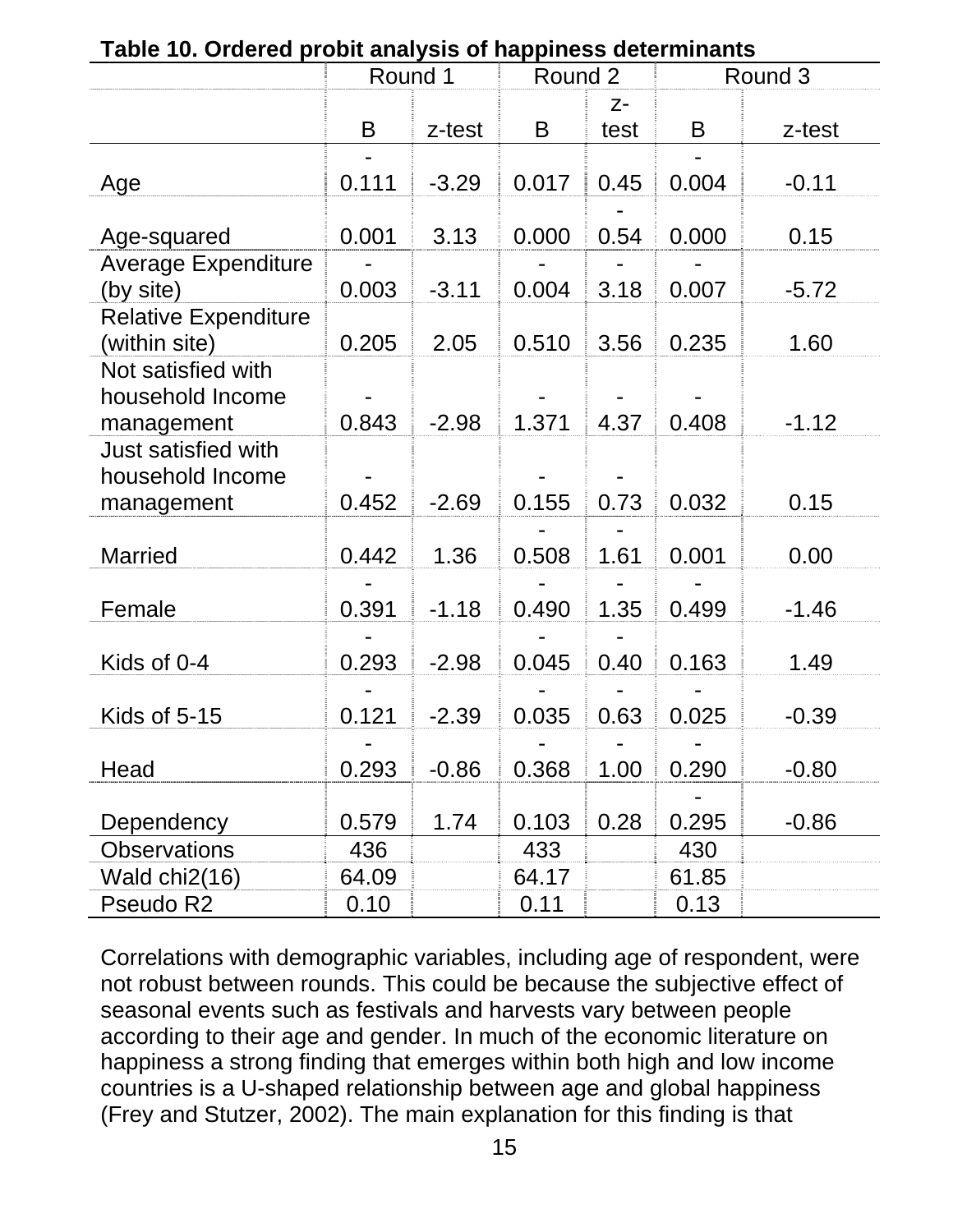**Table 10. Ordered probit analysis of happiness determinants**

| | Round 1 | | Round 2 | | Round 3 | |
|---|---|---|---|---|---|---|
| | B | z-test | B | z-test | B | z-test |
| Age | -0.111 | -3.29 | 0.017 | 0.45 | -0.004 | -0.11 |
| Age-squared | 0.001 | 3.13 | 0.000 | -0.54 | 0.000 | 0.15 |
| Average Expenditure (by site) | -0.003 | -3.11 | -0.004 | -3.18 | -0.007 | -5.72 |
| Relative Expenditure (within site) | 0.205 | 2.05 | 0.510 | 3.56 | 0.235 | 1.60 |
| Not satisfied with household Income management | -0.843 | -2.98 | -1.371 | -4.37 | -0.408 | -1.12 |
| Just satisfied with household Income management | -0.452 | -2.69 | -0.155 | -0.73 | 0.032 | 0.15 |
| Married | 0.442 | 1.36 | -0.508 | -1.61 | 0.001 | 0.00 |
| Female | -0.391 | -1.18 | -0.490 | -1.35 | -0.499 | -1.46 |
| Kids of 0-4 | -0.293 | -2.98 | -0.045 | -0.40 | 0.163 | 1.49 |
| Kids of 5-15 | -0.121 | -2.39 | -0.035 | -0.63 | -0.025 | -0.39 |
| Head | -0.293 | -0.86 | -0.368 | -1.00 | -0.290 | -0.80 |
| Dependency | 0.579 | 1.74 | 0.103 | 0.28 | -0.295 | -0.86 |
| Observations | 436 | | 433 | | 430 | |
| Wald chi2(16) | 64.09 | | 64.17 | | 61.85 | |
| Pseudo R2 | 0.10 | | 0.11 | | 0.13 | |

Correlations with demographic variables, including age of respondent, were not robust between rounds. This could be because the subjective effect of seasonal events such as festivals and harvests vary between people according to their age and gender. In much of the economic literature on happiness a strong finding that emerges within both high and low income countries is a U-shaped relationship between age and global happiness (Frey and Stutzer, 2002). The main explanation for this finding is that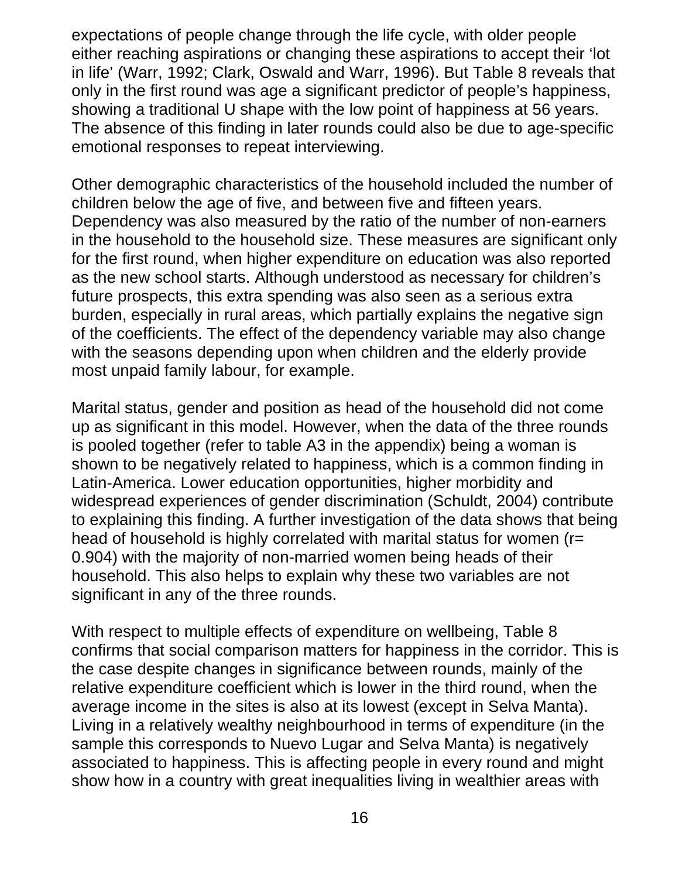expectations of people change through the life cycle, with older people either reaching aspirations or changing these aspirations to accept their 'lot in life' (Warr, 1992; Clark, Oswald and Warr, 1996). But Table 8 reveals that only in the first round was age a significant predictor of people's happiness, showing a traditional U shape with the low point of happiness at 56 years. The absence of this finding in later rounds could also be due to age-specific emotional responses to repeat interviewing.

Other demographic characteristics of the household included the number of children below the age of five, and between five and fifteen years. Dependency was also measured by the ratio of the number of non-earners in the household to the household size. These measures are significant only for the first round, when higher expenditure on education was also reported as the new school starts. Although understood as necessary for children's future prospects, this extra spending was also seen as a serious extra burden, especially in rural areas, which partially explains the negative sign of the coefficients. The effect of the dependency variable may also change with the seasons depending upon when children and the elderly provide most unpaid family labour, for example.

Marital status, gender and position as head of the household did not come up as significant in this model. However, when the data of the three rounds is pooled together (refer to table A3 in the appendix) being a woman is shown to be negatively related to happiness, which is a common finding in Latin-America. Lower education opportunities, higher morbidity and widespread experiences of gender discrimination (Schuldt, 2004) contribute to explaining this finding. A further investigation of the data shows that being head of household is highly correlated with marital status for women (r= 0.904) with the majority of non-married women being heads of their household. This also helps to explain why these two variables are not significant in any of the three rounds.

With respect to multiple effects of expenditure on wellbeing, Table 8 confirms that social comparison matters for happiness in the corridor. This is the case despite changes in significance between rounds, mainly of the relative expenditure coefficient which is lower in the third round, when the average income in the sites is also at its lowest (except in Selva Manta). Living in a relatively wealthy neighbourhood in terms of expenditure (in the sample this corresponds to Nuevo Lugar and Selva Manta) is negatively associated to happiness. This is affecting people in every round and might show how in a country with great inequalities living in wealthier areas with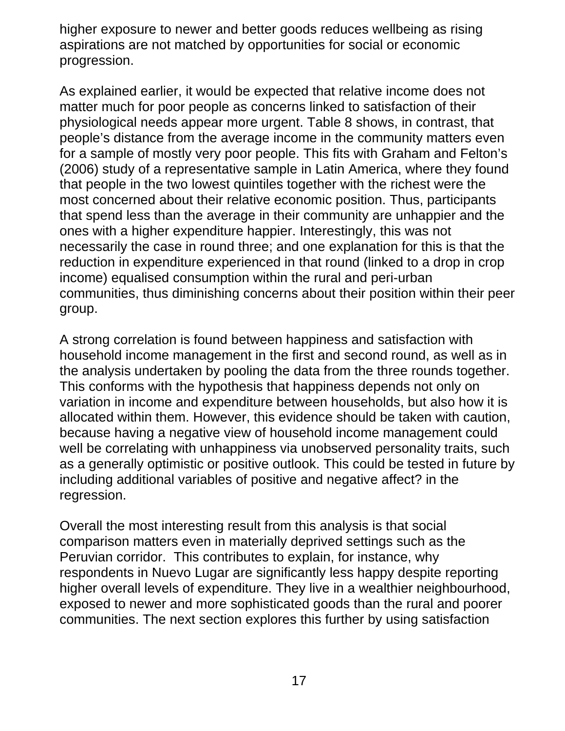higher exposure to newer and better goods reduces wellbeing as rising aspirations are not matched by opportunities for social or economic progression.

As explained earlier, it would be expected that relative income does not matter much for poor people as concerns linked to satisfaction of their physiological needs appear more urgent. Table 8 shows, in contrast, that people's distance from the average income in the community matters even for a sample of mostly very poor people. This fits with Graham and Felton's (2006) study of a representative sample in Latin America, where they found that people in the two lowest quintiles together with the richest were the most concerned about their relative economic position. Thus, participants that spend less than the average in their community are unhappier and the ones with a higher expenditure happier. Interestingly, this was not necessarily the case in round three; and one explanation for this is that the reduction in expenditure experienced in that round (linked to a drop in crop income) equalised consumption within the rural and peri-urban communities, thus diminishing concerns about their position within their peer group.

A strong correlation is found between happiness and satisfaction with household income management in the first and second round, as well as in the analysis undertaken by pooling the data from the three rounds together. This conforms with the hypothesis that happiness depends not only on variation in income and expenditure between households, but also how it is allocated within them. However, this evidence should be taken with caution, because having a negative view of household income management could well be correlating with unhappiness via unobserved personality traits, such as a generally optimistic or positive outlook. This could be tested in future by including additional variables of positive and negative affect? in the regression.

Overall the most interesting result from this analysis is that social comparison matters even in materially deprived settings such as the Peruvian corridor. This contributes to explain, for instance, why respondents in Nuevo Lugar are significantly less happy despite reporting higher overall levels of expenditure. They live in a wealthier neighbourhood, exposed to newer and more sophisticated goods than the rural and poorer communities. The next section explores this further by using satisfaction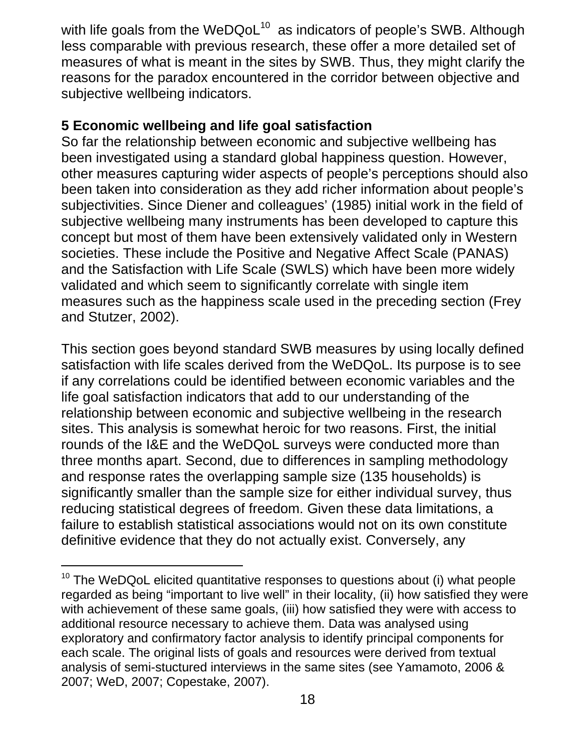with life goals from the WeDQoL[10] as indicators of people's SWB. Although less comparable with previous research, these offer a more detailed set of measures of what is meant in the sites by SWB. Thus, they might clarify the reasons for the paradox encountered in the corridor between objective and subjective wellbeing indicators.

## 5 Economic wellbeing and life goal satisfaction

So far the relationship between economic and subjective wellbeing has been investigated using a standard global happiness question. However, other measures capturing wider aspects of people's perceptions should also been taken into consideration as they add richer information about people's subjectivities. Since Diener and colleagues' (1985) initial work in the field of subjective wellbeing many instruments has been developed to capture this concept but most of them have been extensively validated only in Western societies. These include the Positive and Negative Affect Scale (PANAS) and the Satisfaction with Life Scale (SWLS) which have been more widely validated and which seem to significantly correlate with single item measures such as the happiness scale used in the preceding section (Frey and Stutzer, 2002).

This section goes beyond standard SWB measures by using locally defined satisfaction with life scales derived from the WeDQoL. Its purpose is to see if any correlations could be identified between economic variables and the life goal satisfaction indicators that add to our understanding of the relationship between economic and subjective wellbeing in the research sites. This analysis is somewhat heroic for two reasons. First, the initial rounds of the I&E and the WeDQoL surveys were conducted more than three months apart. Second, due to differences in sampling methodology and response rates the overlapping sample size (135 households) is significantly smaller than the sample size for either individual survey, thus reducing statistical degrees of freedom. Given these data limitations, a failure to establish statistical associations would not on its own constitute definitive evidence that they do not actually exist. Conversely, any

[10] The WeDQoL elicited quantitative responses to questions about (i) what people regarded as being "important to live well" in their locality, (ii) how satisfied they were with achievement of these same goals, (iii) how satisfied they were with access to additional resource necessary to achieve them. Data was analysed using exploratory and confirmatory factor analysis to identify principal components for each scale. The original lists of goals and resources were derived from textual analysis of semi-stuctured interviews in the same sites (see Yamamoto, 2006 & 2007; WeD, 2007; Copestake, 2007).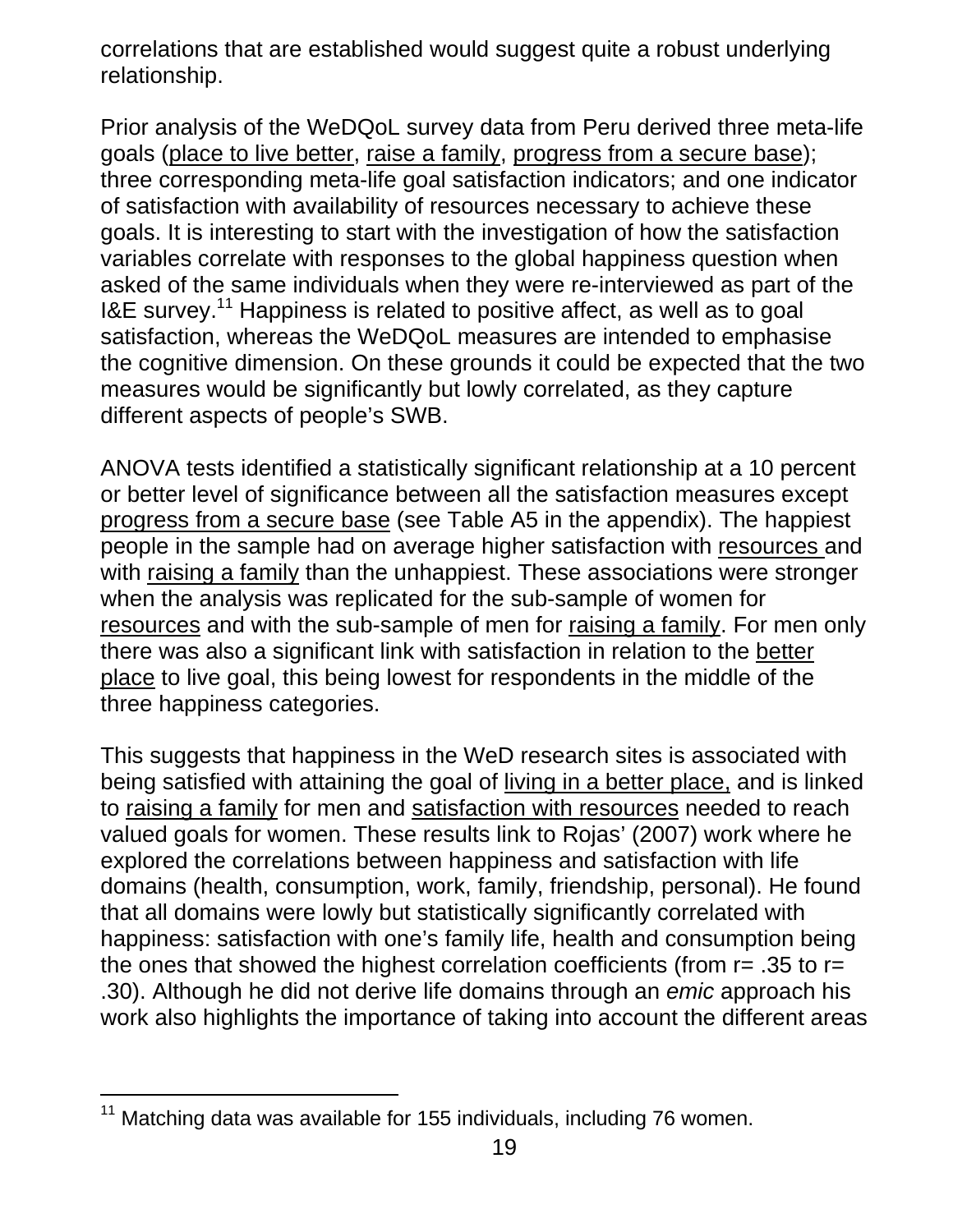correlations that are established would suggest quite a robust underlying relationship.

Prior analysis of the WeDQoL survey data from Peru derived three meta-life goals (place to live better, raise a family, progress from a secure base); three corresponding meta-life goal satisfaction indicators; and one indicator of satisfaction with availability of resources necessary to achieve these goals. It is interesting to start with the investigation of how the satisfaction variables correlate with responses to the global happiness question when asked of the same individuals when they were re-interviewed as part of the I&E survey.[11] Happiness is related to positive affect, as well as to goal satisfaction, whereas the WeDQoL measures are intended to emphasise the cognitive dimension. On these grounds it could be expected that the two measures would be significantly but lowly correlated, as they capture different aspects of people's SWB.

ANOVA tests identified a statistically significant relationship at a 10 percent or better level of significance between all the satisfaction measures except progress from a secure base (see Table A5 in the appendix). The happiest people in the sample had on average higher satisfaction with resources and with raising a family than the unhappiest. These associations were stronger when the analysis was replicated for the sub-sample of women for resources and with the sub-sample of men for raising a family. For men only there was also a significant link with satisfaction in relation to the better place to live goal, this being lowest for respondents in the middle of the three happiness categories.

This suggests that happiness in the WeD research sites is associated with being satisfied with attaining the goal of living in a better place, and is linked to raising a family for men and satisfaction with resources needed to reach valued goals for women. These results link to Rojas' (2007) work where he explored the correlations between happiness and satisfaction with life domains (health, consumption, work, family, friendship, personal). He found that all domains were lowly but statistically significantly correlated with happiness: satisfaction with one's family life, health and consumption being the ones that showed the highest correlation coefficients (from r= .35 to r= .30). Although he did not derive life domains through an *emic* approach his work also highlights the importance of taking into account the different areas

[11] Matching data was available for 155 individuals, including 76 women.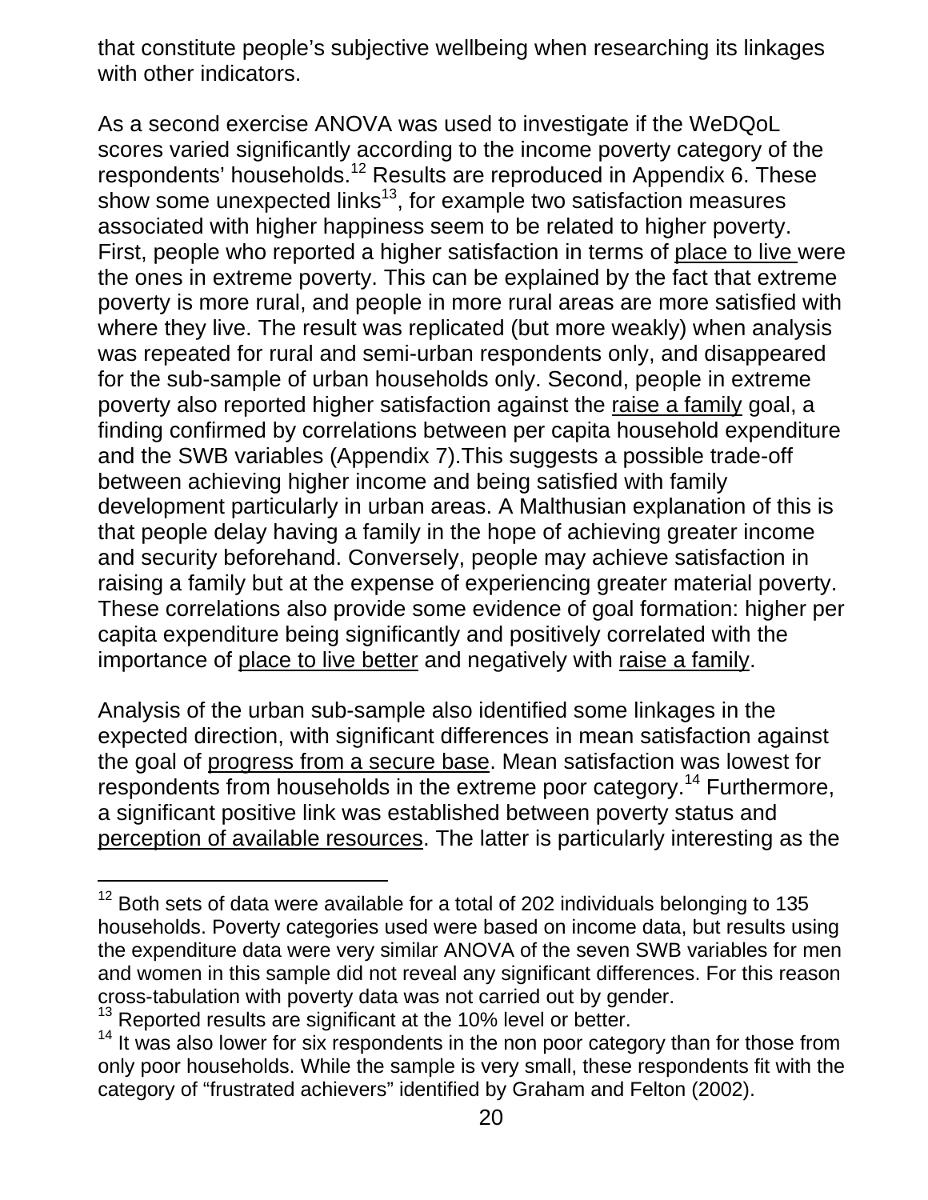that constitute people's subjective wellbeing when researching its linkages with other indicators.

As a second exercise ANOVA was used to investigate if the WeDQoL scores varied significantly according to the income poverty category of the respondents' households.[12] Results are reproduced in Appendix 6. These show some unexpected links[13], for example two satisfaction measures associated with higher happiness seem to be related to higher poverty. First, people who reported a higher satisfaction in terms of <u>place to live</u> were the ones in extreme poverty. This can be explained by the fact that extreme poverty is more rural, and people in more rural areas are more satisfied with where they live. The result was replicated (but more weakly) when analysis was repeated for rural and semi-urban respondents only, and disappeared for the sub-sample of urban households only. Second, people in extreme poverty also reported higher satisfaction against the <u>raise a family</u> goal, a finding confirmed by correlations between per capita household expenditure and the SWB variables (Appendix 7).This suggests a possible trade-off between achieving higher income and being satisfied with family development particularly in urban areas. A Malthusian explanation of this is that people delay having a family in the hope of achieving greater income and security beforehand. Conversely, people may achieve satisfaction in raising a family but at the expense of experiencing greater material poverty. These correlations also provide some evidence of goal formation: higher per capita expenditure being significantly and positively correlated with the importance of <u>place to live better</u> and negatively with <u>raise a family</u>.

Analysis of the urban sub-sample also identified some linkages in the expected direction, with significant differences in mean satisfaction against the goal of <u>progress from a secure base</u>. Mean satisfaction was lowest for respondents from households in the extreme poor category.[14] Furthermore, a significant positive link was established between poverty status and <u>perception of available resources</u>. The latter is particularly interesting as the

---

[12] Both sets of data were available for a total of 202 individuals belonging to 135 households. Poverty categories used were based on income data, but results using the expenditure data were very similar ANOVA of the seven SWB variables for men and women in this sample did not reveal any significant differences. For this reason cross-tabulation with poverty data was not carried out by gender.

[13] Reported results are significant at the 10% level or better.

[14] It was also lower for six respondents in the non poor category than for those from only poor households. While the sample is very small, these respondents fit with the category of "frustrated achievers" identified by Graham and Felton (2002).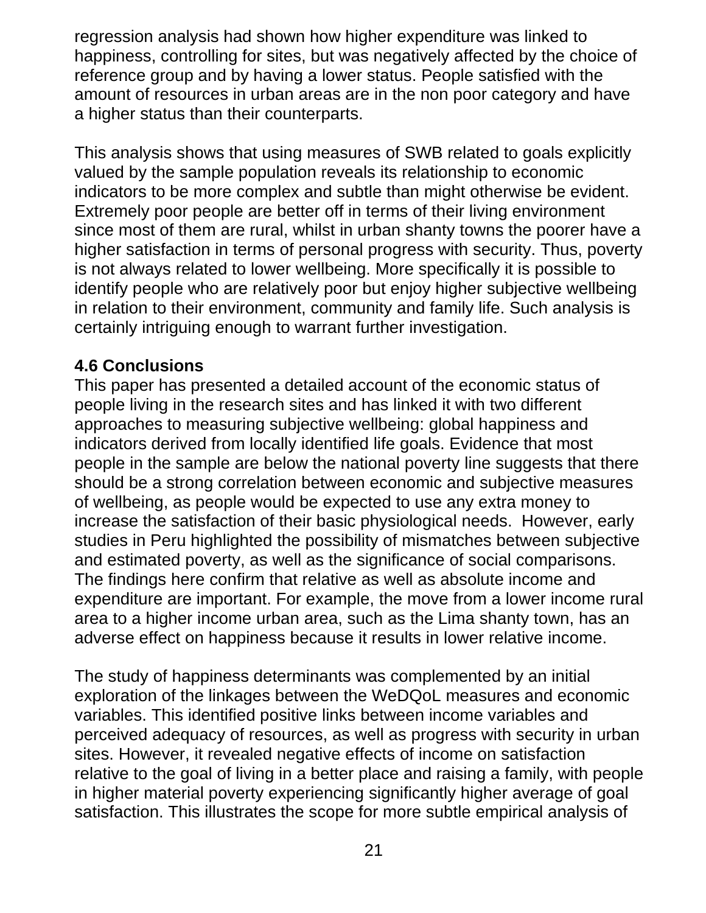regression analysis had shown how higher expenditure was linked to happiness, controlling for sites, but was negatively affected by the choice of reference group and by having a lower status. People satisfied with the amount of resources in urban areas are in the non poor category and have a higher status than their counterparts.

This analysis shows that using measures of SWB related to goals explicitly valued by the sample population reveals its relationship to economic indicators to be more complex and subtle than might otherwise be evident. Extremely poor people are better off in terms of their living environment since most of them are rural, whilst in urban shanty towns the poorer have a higher satisfaction in terms of personal progress with security. Thus, poverty is not always related to lower wellbeing. More specifically it is possible to identify people who are relatively poor but enjoy higher subjective wellbeing in relation to their environment, community and family life. Such analysis is certainly intriguing enough to warrant further investigation.

### 4.6 Conclusions

This paper has presented a detailed account of the economic status of people living in the research sites and has linked it with two different approaches to measuring subjective wellbeing: global happiness and indicators derived from locally identified life goals. Evidence that most people in the sample are below the national poverty line suggests that there should be a strong correlation between economic and subjective measures of wellbeing, as people would be expected to use any extra money to increase the satisfaction of their basic physiological needs. However, early studies in Peru highlighted the possibility of mismatches between subjective and estimated poverty, as well as the significance of social comparisons. The findings here confirm that relative as well as absolute income and expenditure are important. For example, the move from a lower income rural area to a higher income urban area, such as the Lima shanty town, has an adverse effect on happiness because it results in lower relative income.

The study of happiness determinants was complemented by an initial exploration of the linkages between the WeDQoL measures and economic variables. This identified positive links between income variables and perceived adequacy of resources, as well as progress with security in urban sites. However, it revealed negative effects of income on satisfaction relative to the goal of living in a better place and raising a family, with people in higher material poverty experiencing significantly higher average of goal satisfaction. This illustrates the scope for more subtle empirical analysis of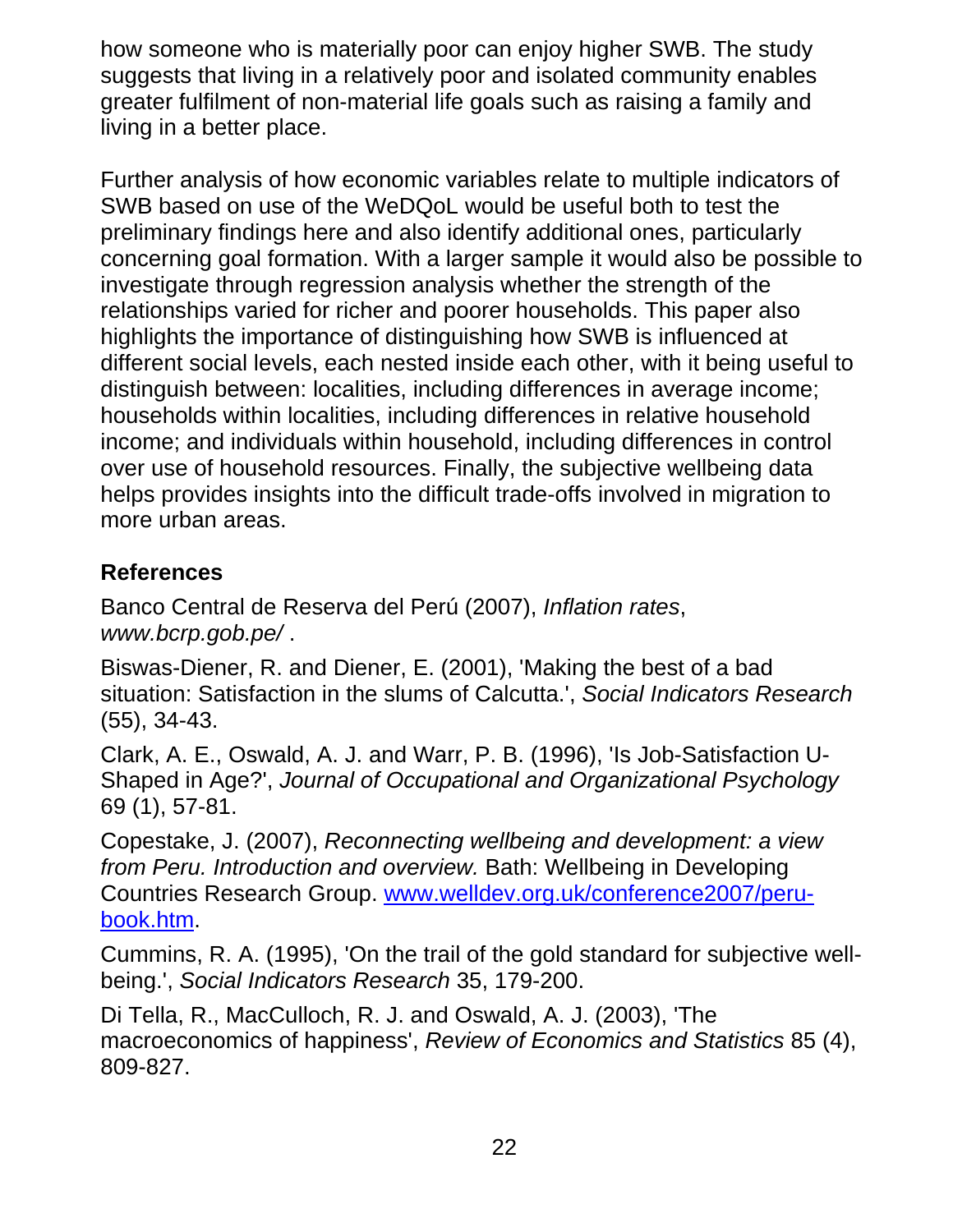how someone who is materially poor can enjoy higher SWB. The study suggests that living in a relatively poor and isolated community enables greater fulfilment of non-material life goals such as raising a family and living in a better place.

Further analysis of how economic variables relate to multiple indicators of SWB based on use of the WeDQoL would be useful both to test the preliminary findings here and also identify additional ones, particularly concerning goal formation. With a larger sample it would also be possible to investigate through regression analysis whether the strength of the relationships varied for richer and poorer households. This paper also highlights the importance of distinguishing how SWB is influenced at different social levels, each nested inside each other, with it being useful to distinguish between: localities, including differences in average income; households within localities, including differences in relative household income; and individuals within household, including differences in control over use of household resources. Finally, the subjective wellbeing data helps provides insights into the difficult trade-offs involved in migration to more urban areas.

## References

Banco Central de Reserva del Perú (2007), *Inflation rates*, *www.bcrp.gob.pe/* .

Biswas-Diener, R. and Diener, E. (2001), 'Making the best of a bad situation: Satisfaction in the slums of Calcutta.', *Social Indicators Research* (55), 34-43.

Clark, A. E., Oswald, A. J. and Warr, P. B. (1996), 'Is Job-Satisfaction U-Shaped in Age?', *Journal of Occupational and Organizational Psychology* 69 (1), 57-81.

Copestake, J. (2007), *Reconnecting wellbeing and development: a view from Peru. Introduction and overview.* Bath: Wellbeing in Developing Countries Research Group. [www.welldev.org.uk/conference2007/peru-book.htm](www.welldev.org.uk/conference2007/peru-book.htm).

Cummins, R. A. (1995), 'On the trail of the gold standard for subjective well-being.', *Social Indicators Research* 35, 179-200.

Di Tella, R., MacCulloch, R. J. and Oswald, A. J. (2003), 'The macroeconomics of happiness', *Review of Economics and Statistics* 85 (4), 809-827.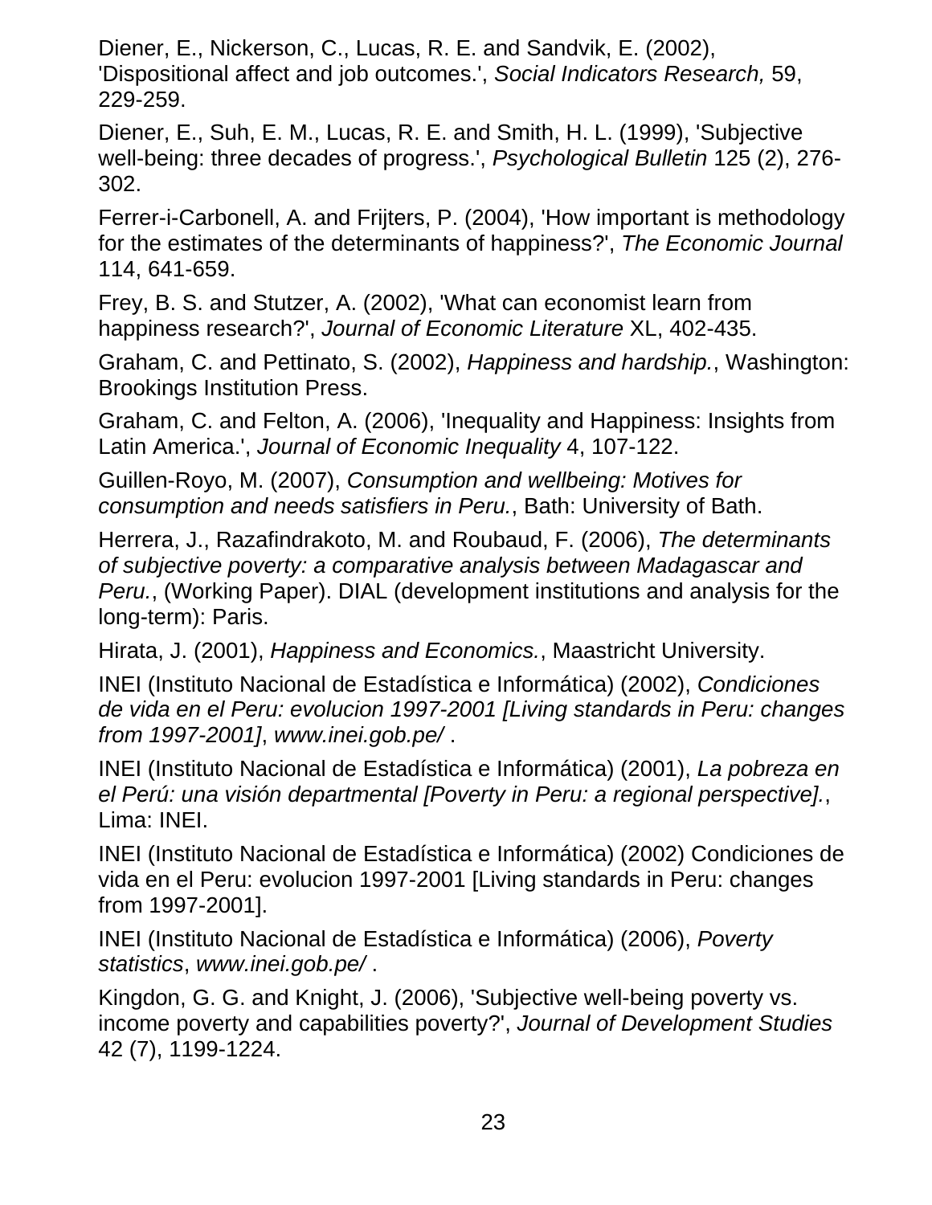Diener, E., Nickerson, C., Lucas, R. E. and Sandvik, E. (2002), 'Dispositional affect and job outcomes.', *Social Indicators Research,* 59, 229-259.

Diener, E., Suh, E. M., Lucas, R. E. and Smith, H. L. (1999), 'Subjective well-being: three decades of progress.', *Psychological Bulletin* 125 (2), 276-302.

Ferrer-i-Carbonell, A. and Frijters, P. (2004), 'How important is methodology for the estimates of the determinants of happiness?', *The Economic Journal* 114, 641-659.

Frey, B. S. and Stutzer, A. (2002), 'What can economist learn from happiness research?', *Journal of Economic Literature* XL, 402-435.

Graham, C. and Pettinato, S. (2002), *Happiness and hardship.*, Washington: Brookings Institution Press.

Graham, C. and Felton, A. (2006), 'Inequality and Happiness: Insights from Latin America.', *Journal of Economic Inequality* 4, 107-122.

Guillen-Royo, M. (2007), *Consumption and wellbeing: Motives for consumption and needs satisfiers in Peru.*, Bath: University of Bath.

Herrera, J., Razafindrakoto, M. and Roubaud, F. (2006), *The determinants of subjective poverty: a comparative analysis between Madagascar and Peru.*, (Working Paper). DIAL (development institutions and analysis for the long-term): Paris.

Hirata, J. (2001), *Happiness and Economics.*, Maastricht University.

INEI (Instituto Nacional de Estadística e Informática) (2002), *Condiciones de vida en el Peru: evolucion 1997-2001 [Living standards in Peru: changes from 1997-2001]*, *www.inei.gob.pe/* .

INEI (Instituto Nacional de Estadística e Informática) (2001), *La pobreza en el Perú: una visión departmental [Poverty in Peru: a regional perspective].*, Lima: INEI.

INEI (Instituto Nacional de Estadística e Informática) (2002) Condiciones de vida en el Peru: evolucion 1997-2001 [Living standards in Peru: changes from 1997-2001].

INEI (Instituto Nacional de Estadística e Informática) (2006), *Poverty statistics*, *www.inei.gob.pe/* .

Kingdon, G. G. and Knight, J. (2006), 'Subjective well-being poverty vs. income poverty and capabilities poverty?', *Journal of Development Studies* 42 (7), 1199-1224.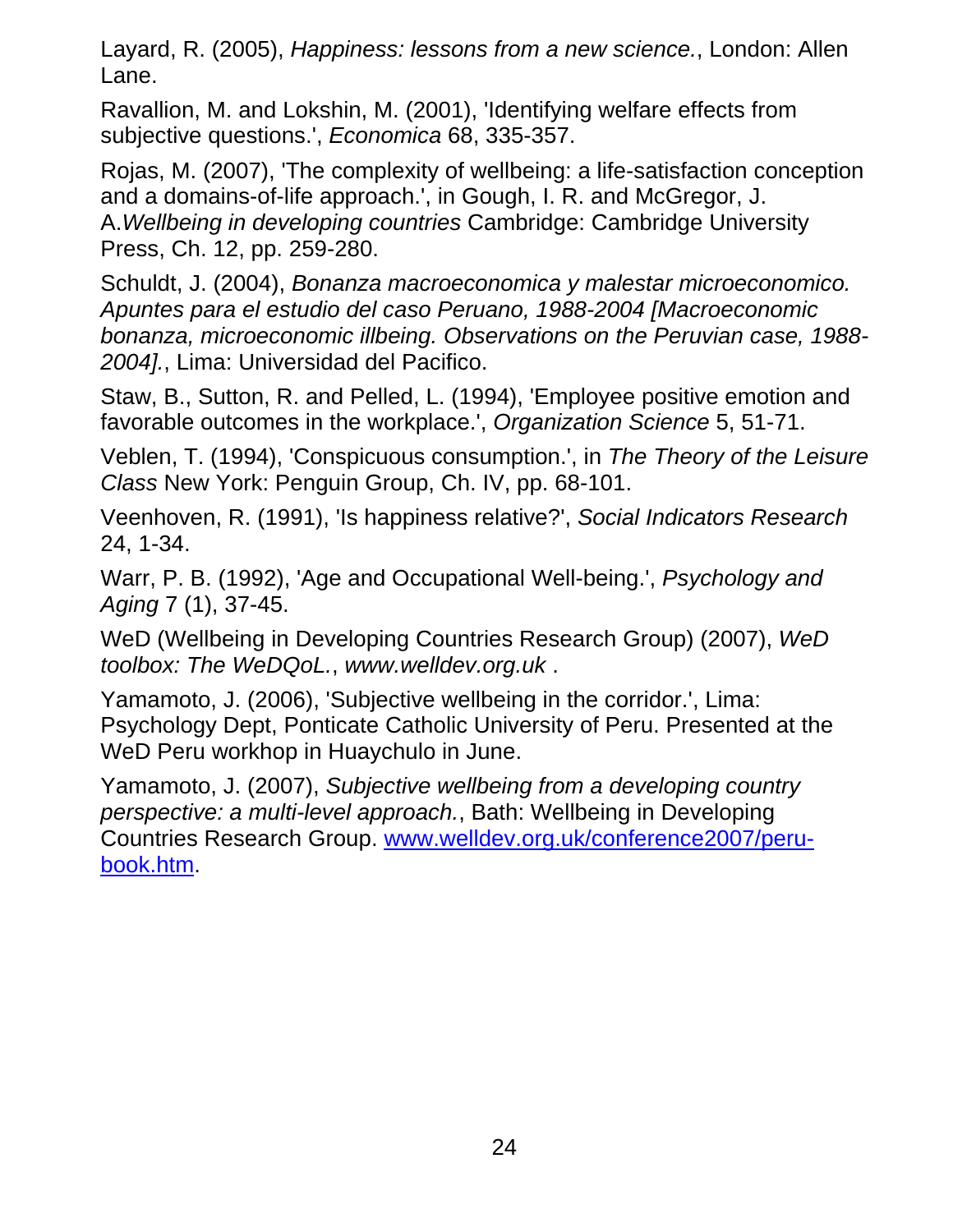Layard, R. (2005), *Happiness: lessons from a new science.*, London: Allen Lane.

Ravallion, M. and Lokshin, M. (2001), 'Identifying welfare effects from subjective questions.', *Economica* 68, 335-357.

Rojas, M. (2007), 'The complexity of wellbeing: a life-satisfaction conception and a domains-of-life approach.', in Gough, I. R. and McGregor, J. A.*Wellbeing in developing countries* Cambridge: Cambridge University Press, Ch. 12, pp. 259-280.

Schuldt, J. (2004), *Bonanza macroeconomica y malestar microeconomico. Apuntes para el estudio del caso Peruano, 1988-2004 [Macroeconomic bonanza, microeconomic illbeing. Observations on the Peruvian case, 1988-2004].*, Lima: Universidad del Pacifico.

Staw, B., Sutton, R. and Pelled, L. (1994), 'Employee positive emotion and favorable outcomes in the workplace.', *Organization Science* 5, 51-71.

Veblen, T. (1994), 'Conspicuous consumption.', in *The Theory of the Leisure Class* New York: Penguin Group, Ch. IV, pp. 68-101.

Veenhoven, R. (1991), 'Is happiness relative?', *Social Indicators Research* 24, 1-34.

Warr, P. B. (1992), 'Age and Occupational Well-being.', *Psychology and Aging* 7 (1), 37-45.

WeD (Wellbeing in Developing Countries Research Group) (2007), *WeD toolbox: The WeDQoL.*, *www.welldev.org.uk* .

Yamamoto, J. (2006), 'Subjective wellbeing in the corridor.', Lima: Psychology Dept, Ponticate Catholic University of Peru. Presented at the WeD Peru workhop in Huaychulo in June.

Yamamoto, J. (2007), *Subjective wellbeing from a developing country perspective: a multi-level approach.*, Bath: Wellbeing in Developing Countries Research Group. www.welldev.org.uk/conference2007/peru-book.htm.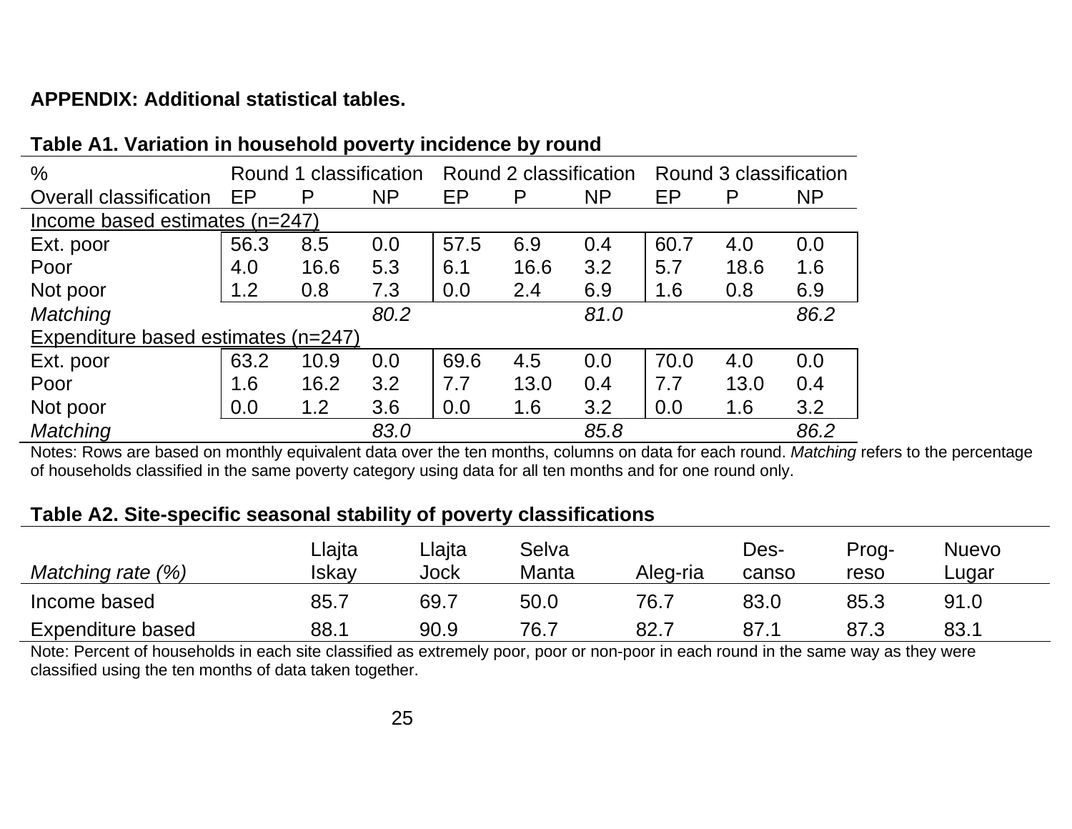**APPENDIX: Additional statistical tables.**

**Table A1. Variation in household poverty incidence by round**

| % | Round 1 classification | | | Round 2 classification | | | Round 3 classification | | |
|---|---|---|---|---|---|---|---|---|---|
| Overall classification | EP | P | NP | EP | P | NP | EP | P | NP |
| Income based estimates (n=247) | | | | | | | | | |
| Ext. poor | 56.3 | 8.5 | 0.0 | 57.5 | 6.9 | 0.4 | 60.7 | 4.0 | 0.0 |
| Poor | 4.0 | 16.6 | 5.3 | 6.1 | 16.6 | 3.2 | 5.7 | 18.6 | 1.6 |
| Not poor | 1.2 | 0.8 | 7.3 | 0.0 | 2.4 | 6.9 | 1.6 | 0.8 | 6.9 |
| *Matching* | | | *80.2* | | | *81.0* | | | *86.2* |
| Expenditure based estimates (n=247) | | | | | | | | | |
| Ext. poor | 63.2 | 10.9 | 0.0 | 69.6 | 4.5 | 0.0 | 70.0 | 4.0 | 0.0 |
| Poor | 1.6 | 16.2 | 3.2 | 7.7 | 13.0 | 0.4 | 7.7 | 13.0 | 0.4 |
| Not poor | 0.0 | 1.2 | 3.6 | 0.0 | 1.6 | 3.2 | 0.0 | 1.6 | 3.2 |
| *Matching* | | | *83.0* | | | *85.8* | | | *86.2* |

Notes: Rows are based on monthly equivalent data over the ten months, columns on data for each round. *Matching* refers to the percentage of households classified in the same poverty category using data for all ten months and for one round only.

**Table A2. Site-specific seasonal stability of poverty classifications**

| *Matching rate (%)* | Llajta Iskay | Llajta Jock | Selva Manta | Aleg-ria | Des-canso | Prog-reso | Nuevo Lugar |
|---|---|---|---|---|---|---|---|
| Income based | 85.7 | 69.7 | 50.0 | 76.7 | 83.0 | 85.3 | 91.0 |
| Expenditure based | 88.1 | 90.9 | 76.7 | 82.7 | 87.1 | 87.3 | 83.1 |

Note: Percent of households in each site classified as extremely poor, poor or non-poor in each round in the same way as they were classified using the ten months of data taken together.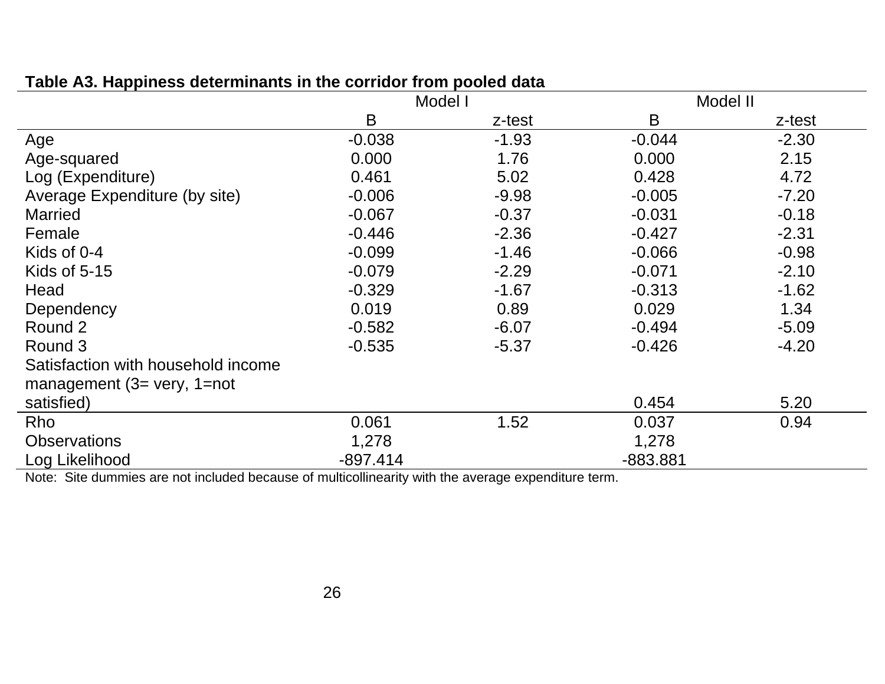**Table A3. Happiness determinants in the corridor from pooled data**

| | Model I | | Model II | |
|---|---|---|---|---|
| | B | z-test | B | z-test |
| Age | -0.038 | -1.93 | -0.044 | -2.30 |
| Age-squared | 0.000 | 1.76 | 0.000 | 2.15 |
| Log (Expenditure) | 0.461 | 5.02 | 0.428 | 4.72 |
| Average Expenditure (by site) | -0.006 | -9.98 | -0.005 | -7.20 |
| Married | -0.067 | -0.37 | -0.031 | -0.18 |
| Female | -0.446 | -2.36 | -0.427 | -2.31 |
| Kids of 0-4 | -0.099 | -1.46 | -0.066 | -0.98 |
| Kids of 5-15 | -0.079 | -2.29 | -0.071 | -2.10 |
| Head | -0.329 | -1.67 | -0.313 | -1.62 |
| Dependency | 0.019 | 0.89 | 0.029 | 1.34 |
| Round 2 | -0.582 | -6.07 | -0.494 | -5.09 |
| Round 3 | -0.535 | -5.37 | -0.426 | -4.20 |
| Satisfaction with household income management (3= very, 1=not satisfied) | | | 0.454 | 5.20 |
| Rho | 0.061 | 1.52 | 0.037 | 0.94 |
| Observations | 1,278 | | 1,278 | |
| Log Likelihood | -897.414 | | -883.881 | |

Note: Site dummies are not included because of multicollinearity with the average expenditure term.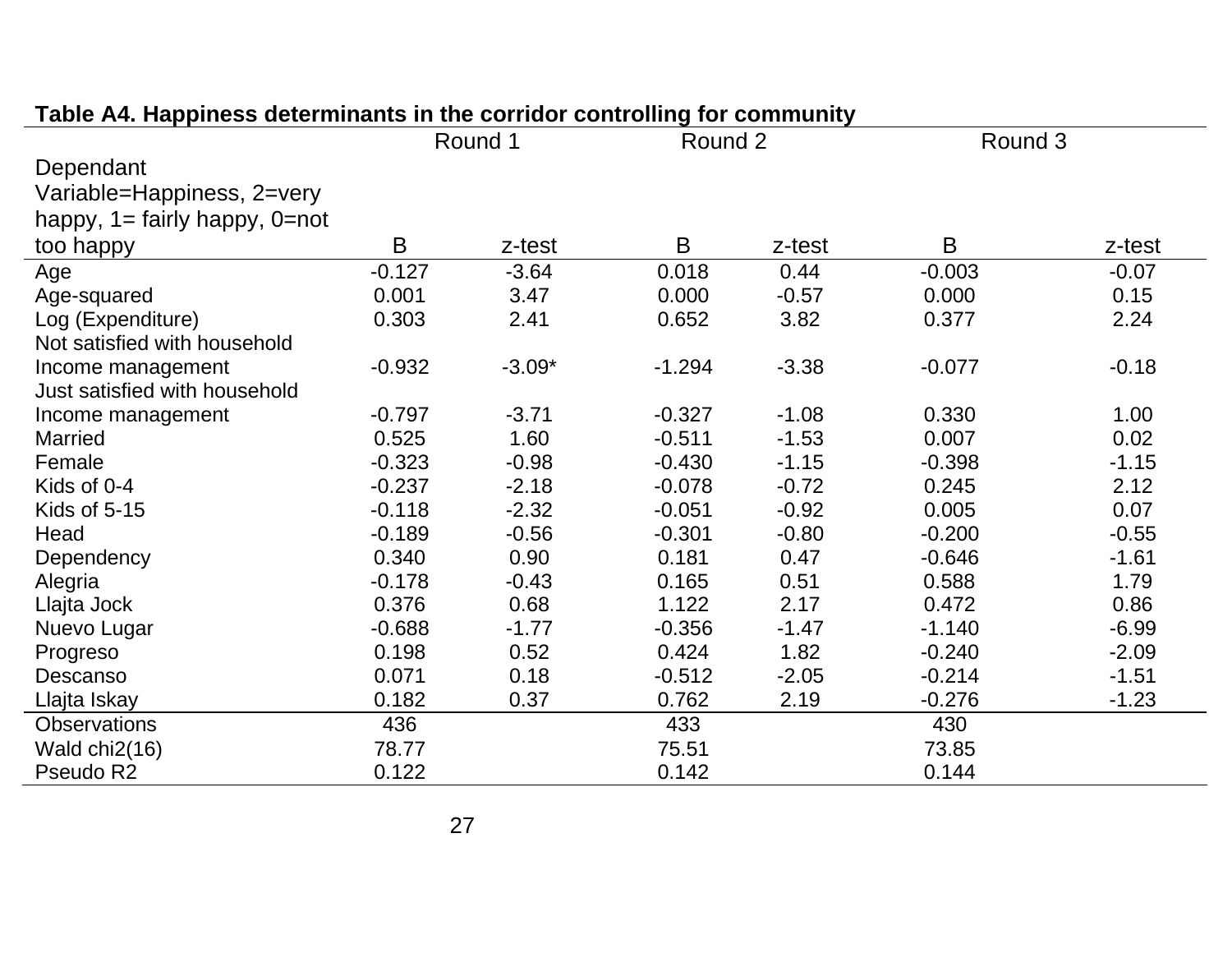**Table A4. Happiness determinants in the corridor controlling for community**

| Dependant Variable=Happiness, 2=very happy, 1= fairly happy, 0=not too happy | Round 1 | | Round 2 | | Round 3 | |
|---|---|---|---|---|---|---|
| | B | z-test | B | z-test | B | z-test |
| Age | -0.127 | -3.64 | 0.018 | 0.44 | -0.003 | -0.07 |
| Age-squared | 0.001 | 3.47 | 0.000 | -0.57 | 0.000 | 0.15 |
| Log (Expenditure) | 0.303 | 2.41 | 0.652 | 3.82 | 0.377 | 2.24 |
| Not satisfied with household Income management | -0.932 | -3.09* | -1.294 | -3.38 | -0.077 | -0.18 |
| Just satisfied with household Income management | -0.797 | -3.71 | -0.327 | -1.08 | 0.330 | 1.00 |
| Married | 0.525 | 1.60 | -0.511 | -1.53 | 0.007 | 0.02 |
| Female | -0.323 | -0.98 | -0.430 | -1.15 | -0.398 | -1.15 |
| Kids of 0-4 | -0.237 | -2.18 | -0.078 | -0.72 | 0.245 | 2.12 |
| Kids of 5-15 | -0.118 | -2.32 | -0.051 | -0.92 | 0.005 | 0.07 |
| Head | -0.189 | -0.56 | -0.301 | -0.80 | -0.200 | -0.55 |
| Dependency | 0.340 | 0.90 | 0.181 | 0.47 | -0.646 | -1.61 |
| Alegria | -0.178 | -0.43 | 0.165 | 0.51 | 0.588 | 1.79 |
| Llajta Jock | 0.376 | 0.68 | 1.122 | 2.17 | 0.472 | 0.86 |
| Nuevo Lugar | -0.688 | -1.77 | -0.356 | -1.47 | -1.140 | -6.99 |
| Progreso | 0.198 | 0.52 | 0.424 | 1.82 | -0.240 | -2.09 |
| Descanso | 0.071 | 0.18 | -0.512 | -2.05 | -0.214 | -1.51 |
| Llajta Iskay | 0.182 | 0.37 | 0.762 | 2.19 | -0.276 | -1.23 |
| Observations | 436 | | 433 | | 430 | |
| Wald chi2(16) | 78.77 | | 75.51 | | 73.85 | |
| Pseudo R2 | 0.122 | | 0.142 | | 0.144 | |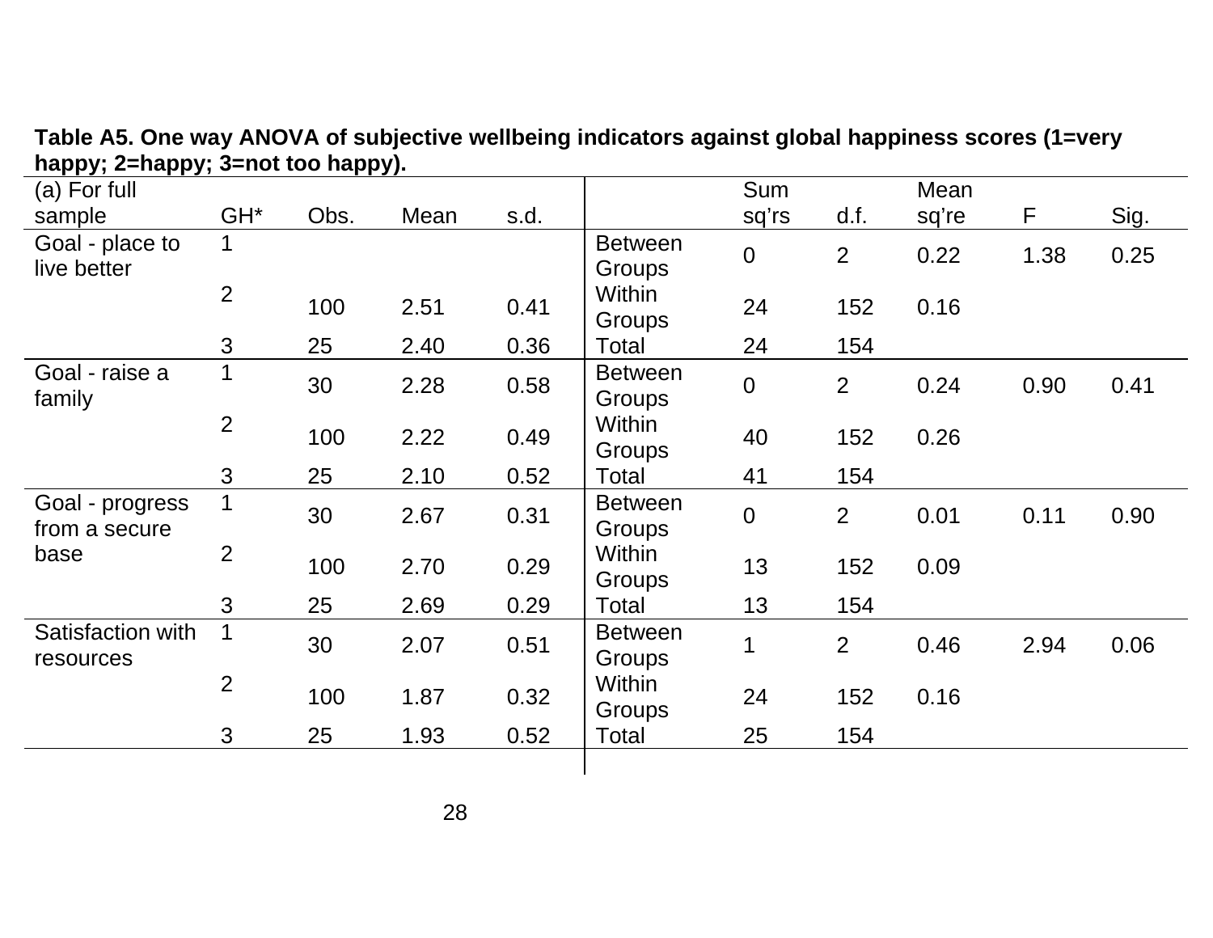**Table A5. One way ANOVA of subjective wellbeing indicators against global happiness scores (1=very happy; 2=happy; 3=not too happy).**

| (a) For full sample | GH* | Obs. | Mean | s.d. | | Sum sq'rs | d.f. | Mean sq're | F | Sig. |
|---|---|---|---|---|---|---|---|---|---|---|
| Goal - place to live better | 1 | | | | Between Groups | 0 | 2 | 0.22 | 1.38 | 0.25 |
| | 2 | 100 | 2.51 | 0.41 | Within Groups | 24 | 152 | 0.16 | | |
| | 3 | 25 | 2.40 | 0.36 | Total | 24 | 154 | | | |
| Goal - raise a family | 1 | 30 | 2.28 | 0.58 | Between Groups | 0 | 2 | 0.24 | 0.90 | 0.41 |
| | 2 | 100 | 2.22 | 0.49 | Within Groups | 40 | 152 | 0.26 | | |
| | 3 | 25 | 2.10 | 0.52 | Total | 41 | 154 | | | |
| Goal - progress from a secure base | 1 | 30 | 2.67 | 0.31 | Between Groups | 0 | 2 | 0.01 | 0.11 | 0.90 |
| | 2 | 100 | 2.70 | 0.29 | Within Groups | 13 | 152 | 0.09 | | |
| | 3 | 25 | 2.69 | 0.29 | Total | 13 | 154 | | | |
| Satisfaction with resources | 1 | 30 | 2.07 | 0.51 | Between Groups | 1 | 2 | 0.46 | 2.94 | 0.06 |
| | 2 | 100 | 1.87 | 0.32 | Within Groups | 24 | 152 | 0.16 | | |
| | 3 | 25 | 1.93 | 0.52 | Total | 25 | 154 | | | |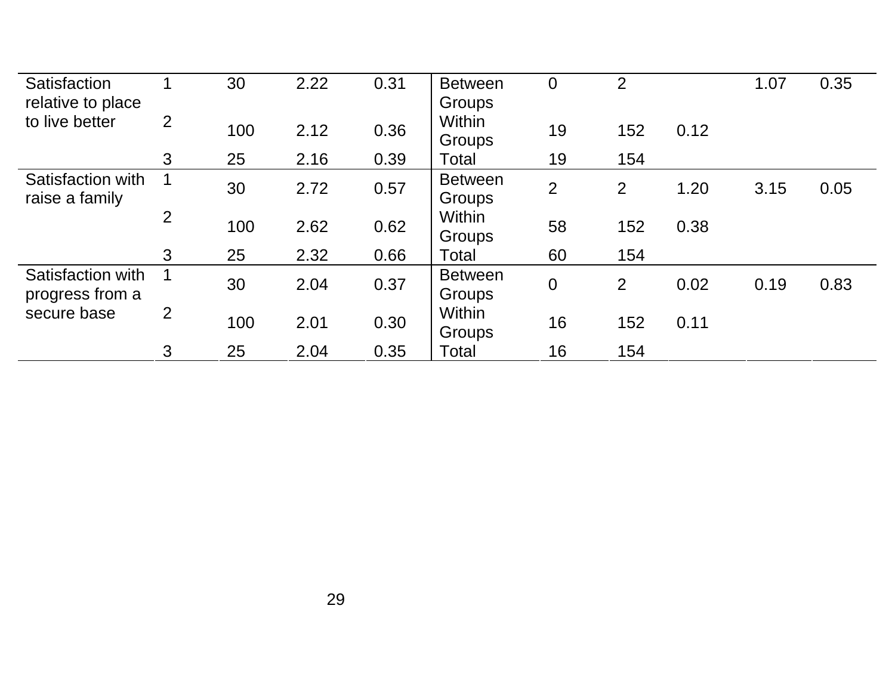| Satisfaction relative to place to live better | 1 | 30 | 2.22 | 0.31 | Between Groups | 0 | 2 | | 1.07 | 0.35 |
|---|---|---|---|---|---|---|---|---|---|---|
| | 2 | 100 | 2.12 | 0.36 | Within Groups | 19 | 152 | 0.12 | | |
| | 3 | 25 | 2.16 | 0.39 | Total | 19 | 154 | | | |
| Satisfaction with raise a family | 1 | 30 | 2.72 | 0.57 | Between Groups | 2 | 2 | 1.20 | 3.15 | 0.05 |
| | 2 | 100 | 2.62 | 0.62 | Within Groups | 58 | 152 | 0.38 | | |
| | 3 | 25 | 2.32 | 0.66 | Total | 60 | 154 | | | |
| Satisfaction with progress from a secure base | 1 | 30 | 2.04 | 0.37 | Between Groups | 0 | 2 | 0.02 | 0.19 | 0.83 |
| | 2 | 100 | 2.01 | 0.30 | Within Groups | 16 | 152 | 0.11 | | |
| | 3 | 25 | 2.04 | 0.35 | Total | 16 | 154 | | | |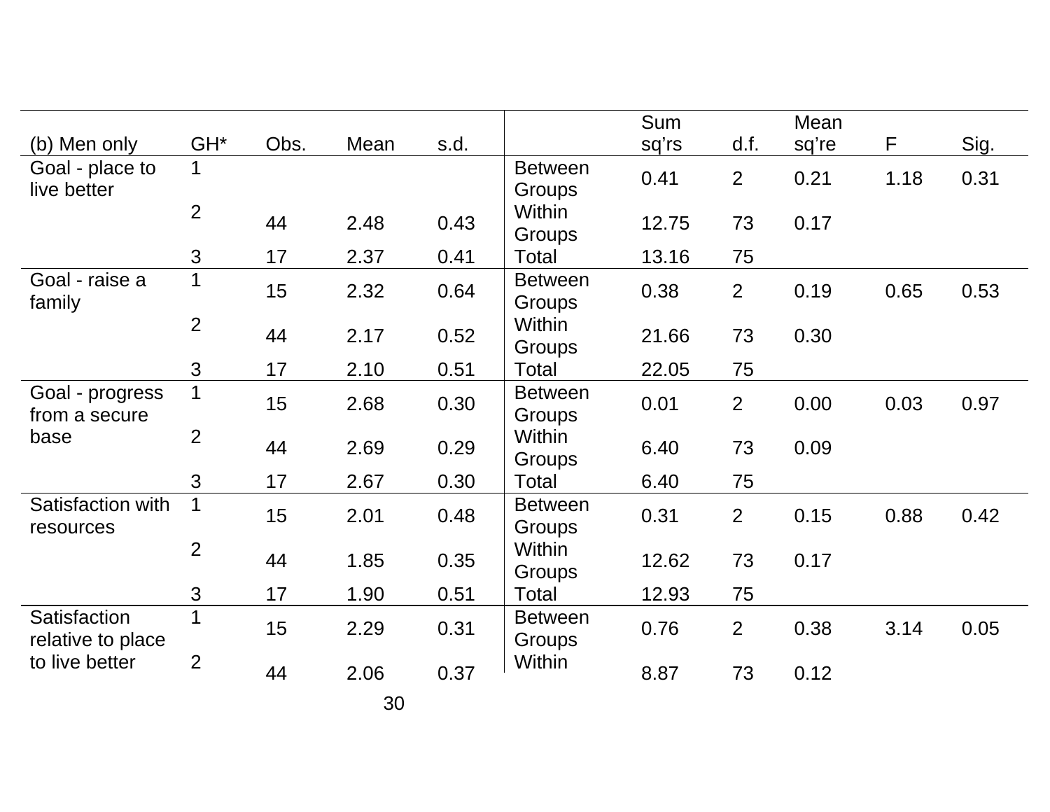| (b) Men only | GH* | Obs. | Mean | s.d. | | Sum sq'rs | d.f. | Mean sq're | F | Sig. |
|---|---|---|---|---|---|---|---|---|---|---|
| Goal - place to live better | 1 | | | | Between Groups | 0.41 | 2 | 0.21 | 1.18 | 0.31 |
| | 2 | 44 | 2.48 | 0.43 | Within Groups | 12.75 | 73 | 0.17 | | |
| | 3 | 17 | 2.37 | 0.41 | Total | 13.16 | 75 | | | |
| Goal - raise a family | 1 | 15 | 2.32 | 0.64 | Between Groups | 0.38 | 2 | 0.19 | 0.65 | 0.53 |
| | 2 | 44 | 2.17 | 0.52 | Within Groups | 21.66 | 73 | 0.30 | | |
| | 3 | 17 | 2.10 | 0.51 | Total | 22.05 | 75 | | | |
| Goal - progress from a secure base | 1 | 15 | 2.68 | 0.30 | Between Groups | 0.01 | 2 | 0.00 | 0.03 | 0.97 |
| | 2 | 44 | 2.69 | 0.29 | Within Groups | 6.40 | 73 | 0.09 | | |
| | 3 | 17 | 2.67 | 0.30 | Total | 6.40 | 75 | | | |
| Satisfaction with resources | 1 | 15 | 2.01 | 0.48 | Between Groups | 0.31 | 2 | 0.15 | 0.88 | 0.42 |
| | 2 | 44 | 1.85 | 0.35 | Within Groups | 12.62 | 73 | 0.17 | | |
| | 3 | 17 | 1.90 | 0.51 | Total | 12.93 | 75 | | | |
| Satisfaction relative to place to live better | 1 | 15 | 2.29 | 0.31 | Between Groups | 0.76 | 2 | 0.38 | 3.14 | 0.05 |
| | 2 | 44 | 2.06 | 0.37 | Within | 8.87 | 73 | 0.12 | | |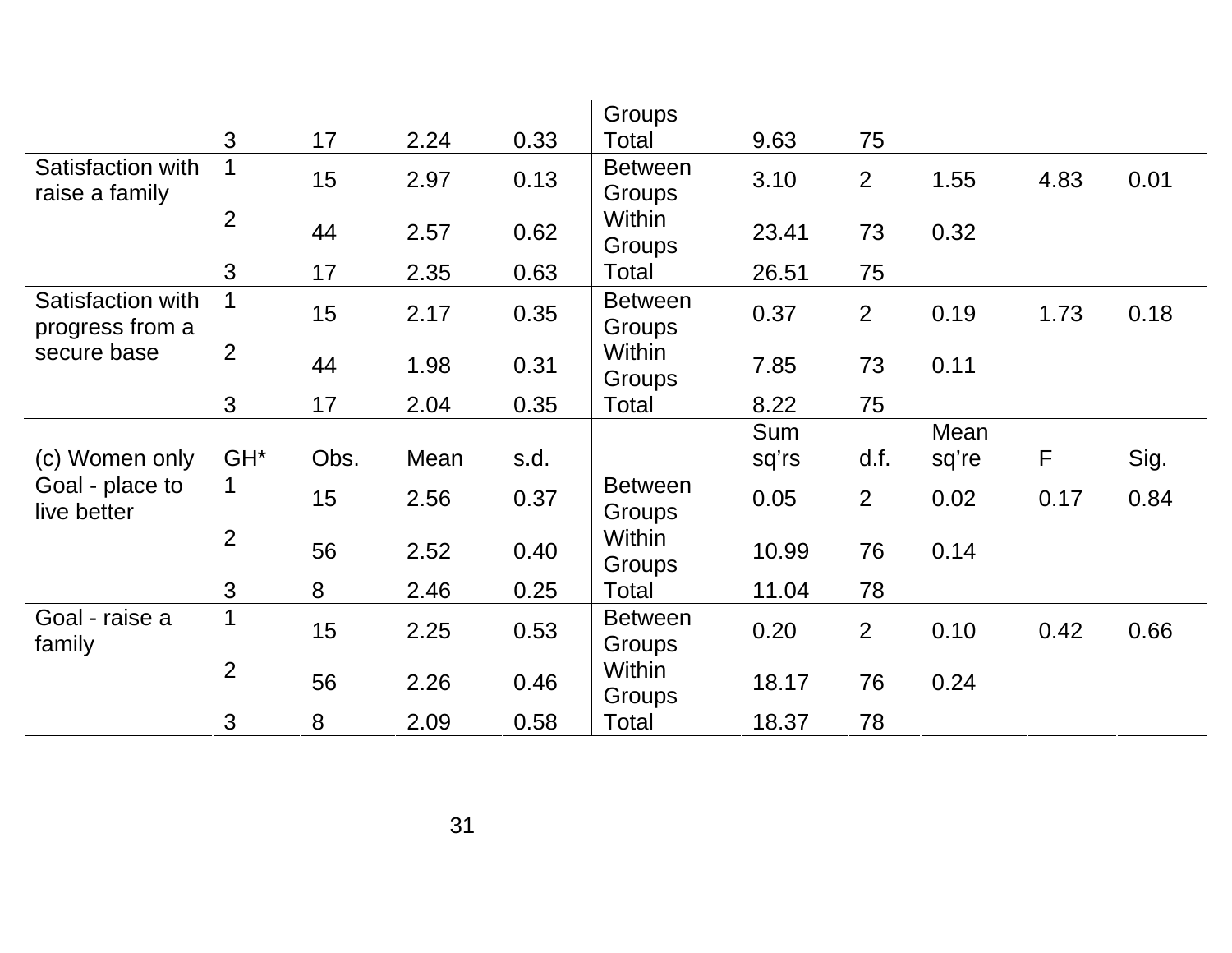| | | | | | | | | | | |
|---|---|---|---|---|---|---|---|---|---|---|
| | 3 | 17 | 2.24 | 0.33 | Groups Total | 9.63 | 75 | | | |
| Satisfaction with raise a family | 1 | 15 | 2.97 | 0.13 | Between Groups | 3.10 | 2 | 1.55 | 4.83 | 0.01 |
| | 2 | 44 | 2.57 | 0.62 | Within Groups | 23.41 | 73 | 0.32 | | |
| | 3 | 17 | 2.35 | 0.63 | Total | 26.51 | 75 | | | |
| Satisfaction with progress from a secure base | 1 | 15 | 2.17 | 0.35 | Between Groups | 0.37 | 2 | 0.19 | 1.73 | 0.18 |
| | 2 | 44 | 1.98 | 0.31 | Within Groups | 7.85 | 73 | 0.11 | | |
| | 3 | 17 | 2.04 | 0.35 | Total | 8.22 | 75 | | | |

| (c) Women only | GH* | Obs. | Mean | s.d. | | Sum sq'rs | d.f. | Mean sq're | F | Sig. |
|---|---|---|---|---|---|---|---|---|---|---|
| Goal - place to live better | 1 | 15 | 2.56 | 0.37 | Between Groups | 0.05 | 2 | 0.02 | 0.17 | 0.84 |
| | 2 | 56 | 2.52 | 0.40 | Within Groups | 10.99 | 76 | 0.14 | | |
| | 3 | 8 | 2.46 | 0.25 | Total | 11.04 | 78 | | | |
| Goal - raise a family | 1 | 15 | 2.25 | 0.53 | Between Groups | 0.20 | 2 | 0.10 | 0.42 | 0.66 |
| | 2 | 56 | 2.26 | 0.46 | Within Groups | 18.17 | 76 | 0.24 | | |
| | 3 | 8 | 2.09 | 0.58 | Total | 18.37 | 78 | | | |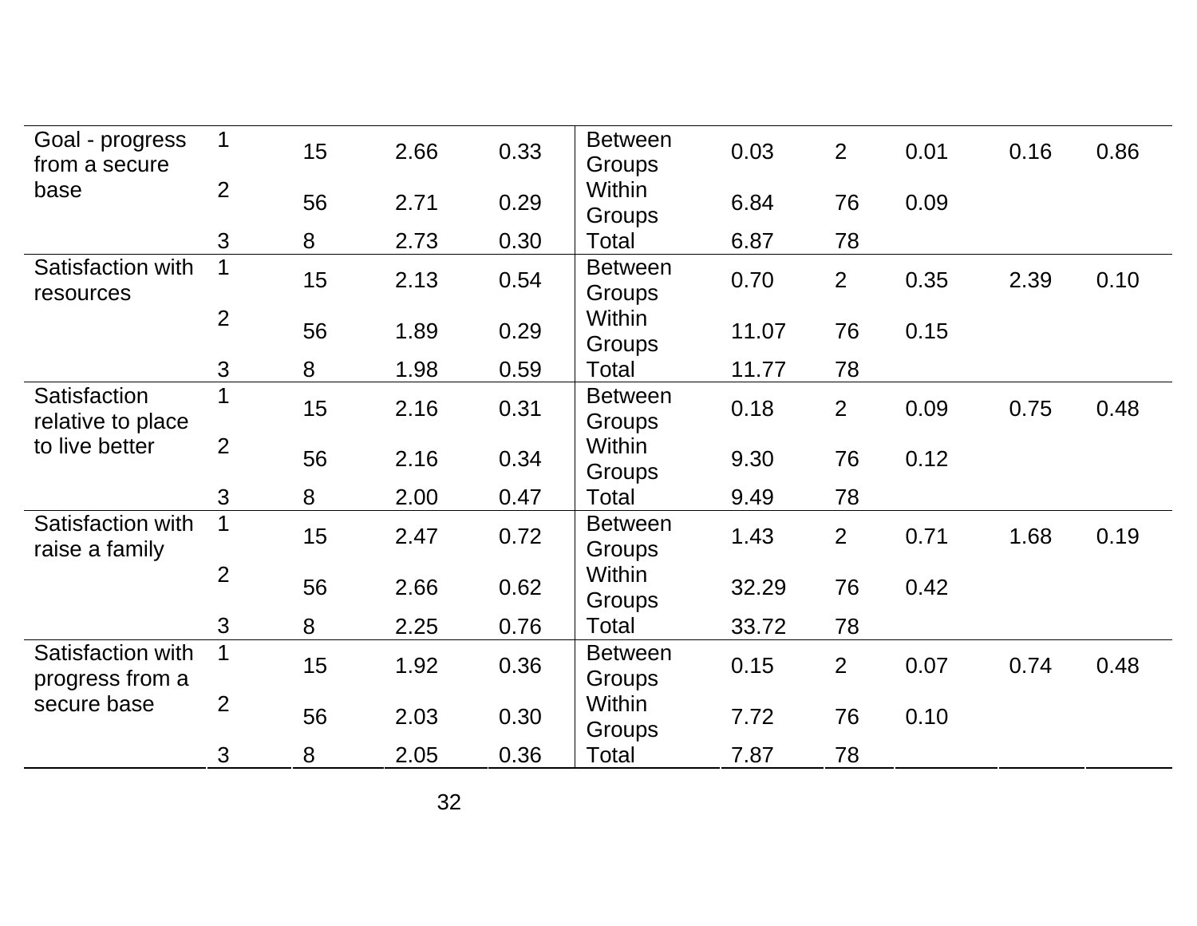| | | | | | | | | | | |
|---|---|---|---|---|---|---|---|---|---|---|
| Goal - progress from a secure base | 1 | 15 | 2.66 | 0.33 | Between Groups | 0.03 | 2 | 0.01 | 0.16 | 0.86 |
| | 2 | 56 | 2.71 | 0.29 | Within Groups | 6.84 | 76 | 0.09 | | |
| | 3 | 8 | 2.73 | 0.30 | Total | 6.87 | 78 | | | |
| Satisfaction with resources | 1 | 15 | 2.13 | 0.54 | Between Groups | 0.70 | 2 | 0.35 | 2.39 | 0.10 |
| | 2 | 56 | 1.89 | 0.29 | Within Groups | 11.07 | 76 | 0.15 | | |
| | 3 | 8 | 1.98 | 0.59 | Total | 11.77 | 78 | | | |
| Satisfaction relative to place to live better | 1 | 15 | 2.16 | 0.31 | Between Groups | 0.18 | 2 | 0.09 | 0.75 | 0.48 |
| | 2 | 56 | 2.16 | 0.34 | Within Groups | 9.30 | 76 | 0.12 | | |
| | 3 | 8 | 2.00 | 0.47 | Total | 9.49 | 78 | | | |
| Satisfaction with raise a family | 1 | 15 | 2.47 | 0.72 | Between Groups | 1.43 | 2 | 0.71 | 1.68 | 0.19 |
| | 2 | 56 | 2.66 | 0.62 | Within Groups | 32.29 | 76 | 0.42 | | |
| | 3 | 8 | 2.25 | 0.76 | Total | 33.72 | 78 | | | |
| Satisfaction with progress from a secure base | 1 | 15 | 1.92 | 0.36 | Between Groups | 0.15 | 2 | 0.07 | 0.74 | 0.48 |
| | 2 | 56 | 2.03 | 0.30 | Within Groups | 7.72 | 76 | 0.10 | | |
| | 3 | 8 | 2.05 | 0.36 | Total | 7.87 | 78 | | | |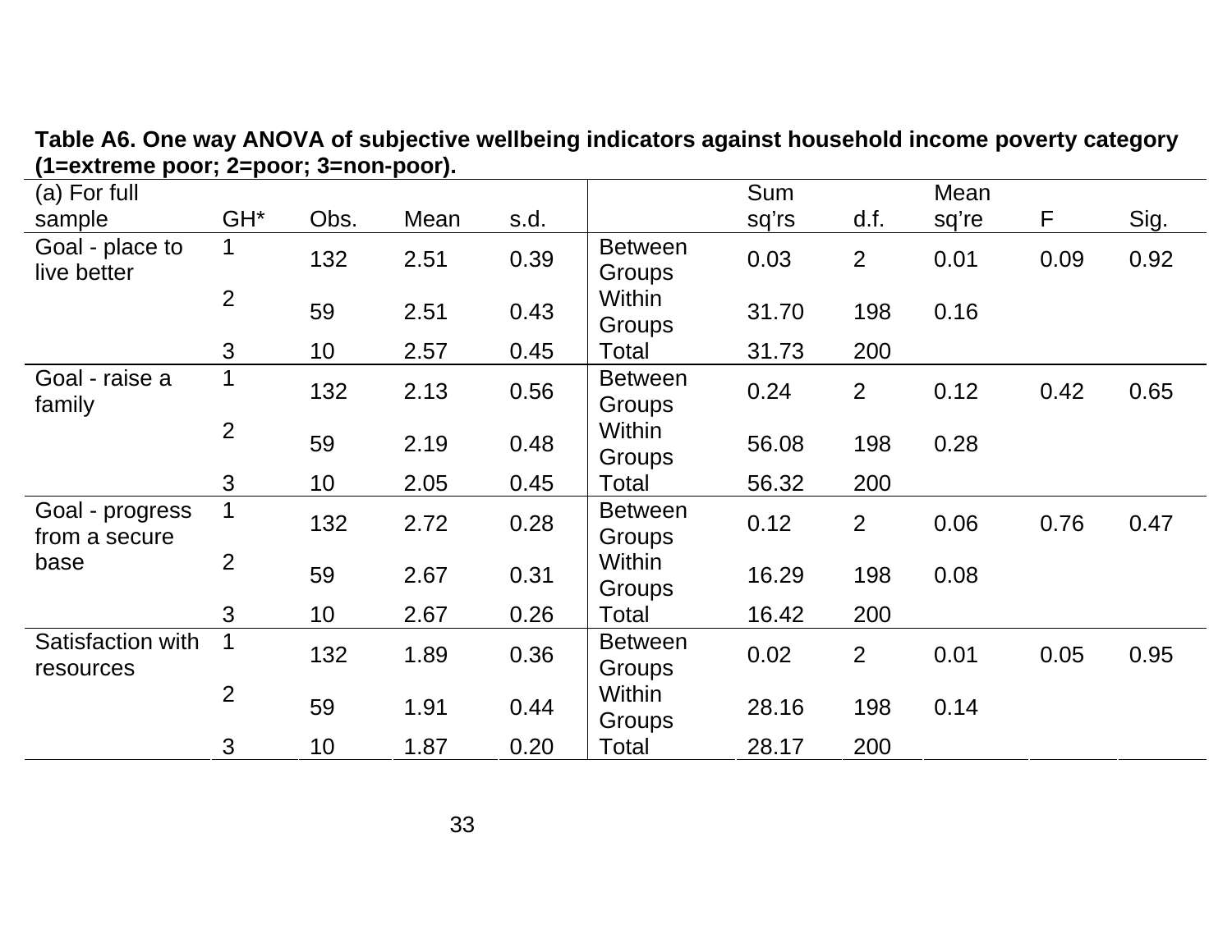**Table A6. One way ANOVA of subjective wellbeing indicators against household income poverty category (1=extreme poor; 2=poor; 3=non-poor).**

| (a) For full sample | GH* | Obs. | Mean | s.d. | | Sum sq'rs | d.f. | Mean sq're | F | Sig. |
|---|---|---|---|---|---|---|---|---|---|---|
| Goal - place to live better | 1 | 132 | 2.51 | 0.39 | Between Groups | 0.03 | 2 | 0.01 | 0.09 | 0.92 |
| | 2 | 59 | 2.51 | 0.43 | Within Groups | 31.70 | 198 | 0.16 | | |
| | 3 | 10 | 2.57 | 0.45 | Total | 31.73 | 200 | | | |
| Goal - raise a family | 1 | 132 | 2.13 | 0.56 | Between Groups | 0.24 | 2 | 0.12 | 0.42 | 0.65 |
| | 2 | 59 | 2.19 | 0.48 | Within Groups | 56.08 | 198 | 0.28 | | |
| | 3 | 10 | 2.05 | 0.45 | Total | 56.32 | 200 | | | |
| Goal - progress from a secure base | 1 | 132 | 2.72 | 0.28 | Between Groups | 0.12 | 2 | 0.06 | 0.76 | 0.47 |
| | 2 | 59 | 2.67 | 0.31 | Within Groups | 16.29 | 198 | 0.08 | | |
| | 3 | 10 | 2.67 | 0.26 | Total | 16.42 | 200 | | | |
| Satisfaction with resources | 1 | 132 | 1.89 | 0.36 | Between Groups | 0.02 | 2 | 0.01 | 0.05 | 0.95 |
| | 2 | 59 | 1.91 | 0.44 | Within Groups | 28.16 | 198 | 0.14 | | |
| | 3 | 10 | 1.87 | 0.20 | Total | 28.17 | 200 | | | |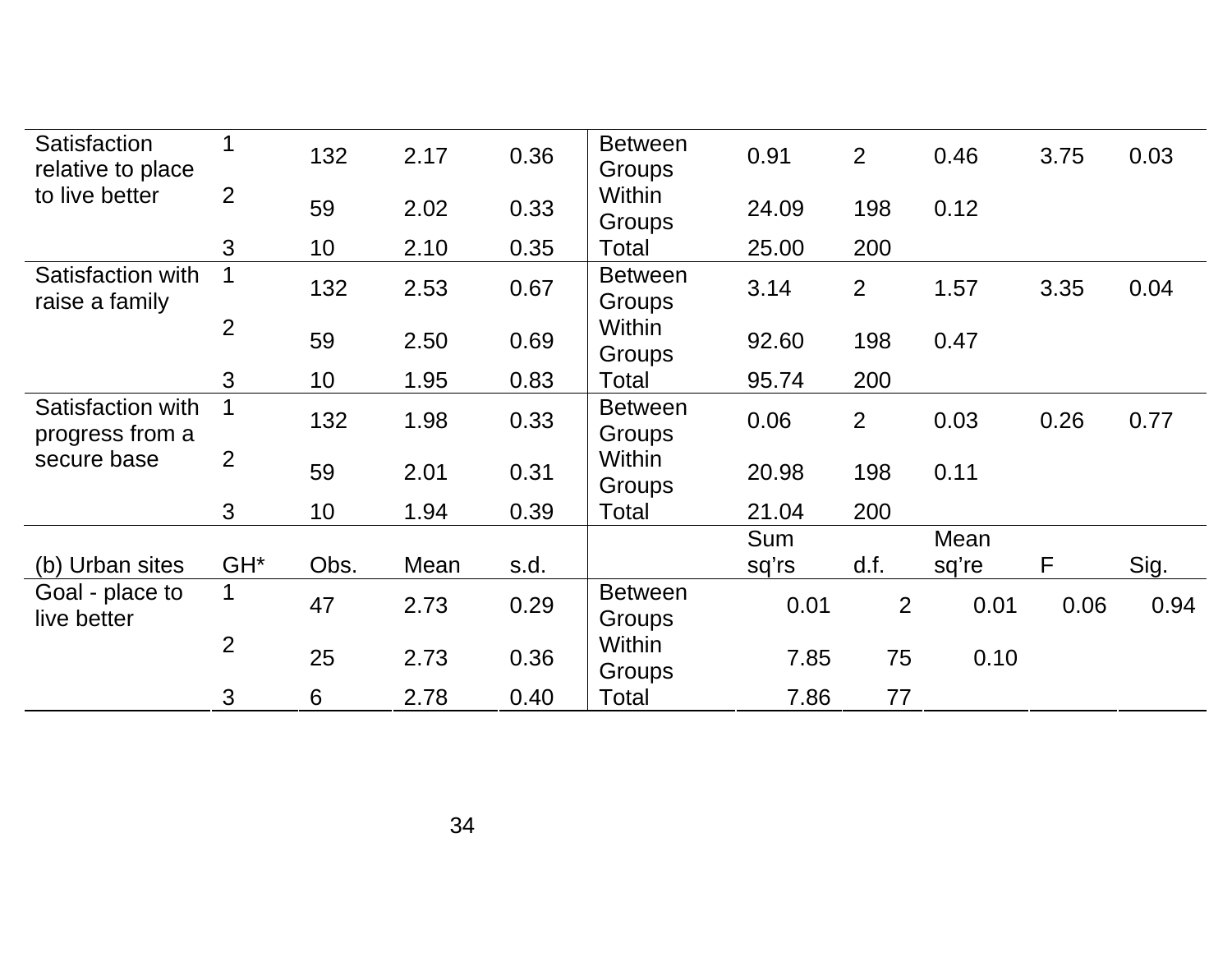| | | | | | | | | | | |
|---|---|---|---|---|---|---|---|---|---|---|
| Satisfaction relative to place to live better | 1 | 132 | 2.17 | 0.36 | Between Groups | 0.91 | 2 | 0.46 | 3.75 | 0.03 |
| | 2 | 59 | 2.02 | 0.33 | Within Groups | 24.09 | 198 | 0.12 | | |
| | 3 | 10 | 2.10 | 0.35 | Total | 25.00 | 200 | | | |
| Satisfaction with raise a family | 1 | 132 | 2.53 | 0.67 | Between Groups | 3.14 | 2 | 1.57 | 3.35 | 0.04 |
| | 2 | 59 | 2.50 | 0.69 | Within Groups | 92.60 | 198 | 0.47 | | |
| | 3 | 10 | 1.95 | 0.83 | Total | 95.74 | 200 | | | |
| Satisfaction with progress from a secure base | 1 | 132 | 1.98 | 0.33 | Between Groups | 0.06 | 2 | 0.03 | 0.26 | 0.77 |
| | 2 | 59 | 2.01 | 0.31 | Within Groups | 20.98 | 198 | 0.11 | | |
| | 3 | 10 | 1.94 | 0.39 | Total | 21.04 | 200 | | | |
| (b) Urban sites | GH* | Obs. | Mean | s.d. | | Sum sq'rs | d.f. | Mean sq're | F | Sig. |
| Goal - place to live better | 1 | 47 | 2.73 | 0.29 | Between Groups | 0.01 | 2 | 0.01 | 0.06 | 0.94 |
| | 2 | 25 | 2.73 | 0.36 | Within Groups | 7.85 | 75 | 0.10 | | |
| | 3 | 6 | 2.78 | 0.40 | Total | 7.86 | 77 | | | |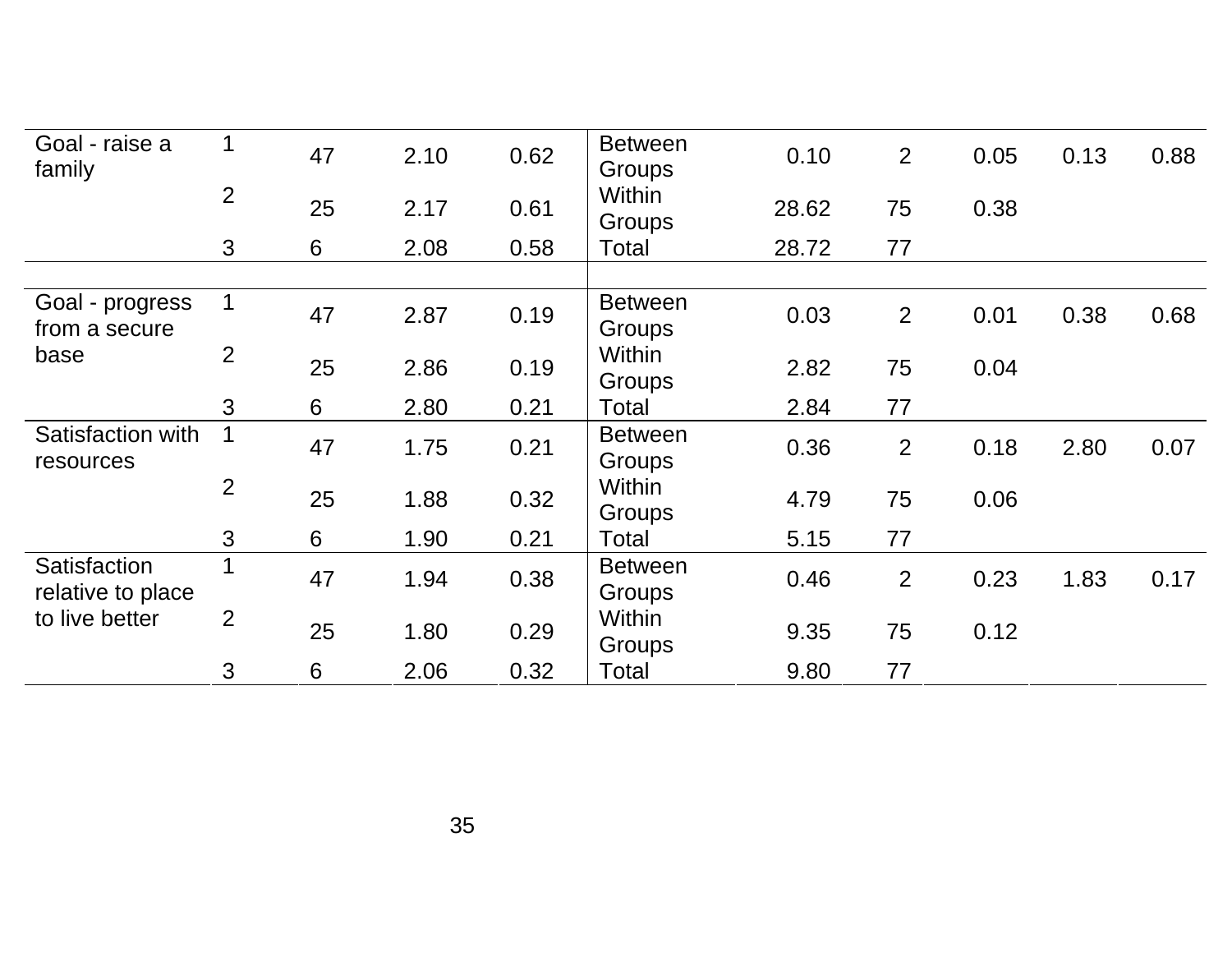| | | | | | | | | | | |
|---|---|---|---|---|---|---|---|---|---|---|
| Goal - raise a family | 1 | 47 | 2.10 | 0.62 | Between Groups | 0.10 | 2 | 0.05 | 0.13 | 0.88 |
| | 2 | 25 | 2.17 | 0.61 | Within Groups | 28.62 | 75 | 0.38 | | |
| | 3 | 6 | 2.08 | 0.58 | Total | 28.72 | 77 | | | |
| | | | | | | | | | | |
| Goal - progress from a secure base | 1 | 47 | 2.87 | 0.19 | Between Groups | 0.03 | 2 | 0.01 | 0.38 | 0.68 |
| | 2 | 25 | 2.86 | 0.19 | Within Groups | 2.82 | 75 | 0.04 | | |
| | 3 | 6 | 2.80 | 0.21 | Total | 2.84 | 77 | | | |
| Satisfaction with resources | 1 | 47 | 1.75 | 0.21 | Between Groups | 0.36 | 2 | 0.18 | 2.80 | 0.07 |
| | 2 | 25 | 1.88 | 0.32 | Within Groups | 4.79 | 75 | 0.06 | | |
| | 3 | 6 | 1.90 | 0.21 | Total | 5.15 | 77 | | | |
| Satisfaction relative to place to live better | 1 | 47 | 1.94 | 0.38 | Between Groups | 0.46 | 2 | 0.23 | 1.83 | 0.17 |
| | 2 | 25 | 1.80 | 0.29 | Within Groups | 9.35 | 75 | 0.12 | | |
| | 3 | 6 | 2.06 | 0.32 | Total | 9.80 | 77 | | | |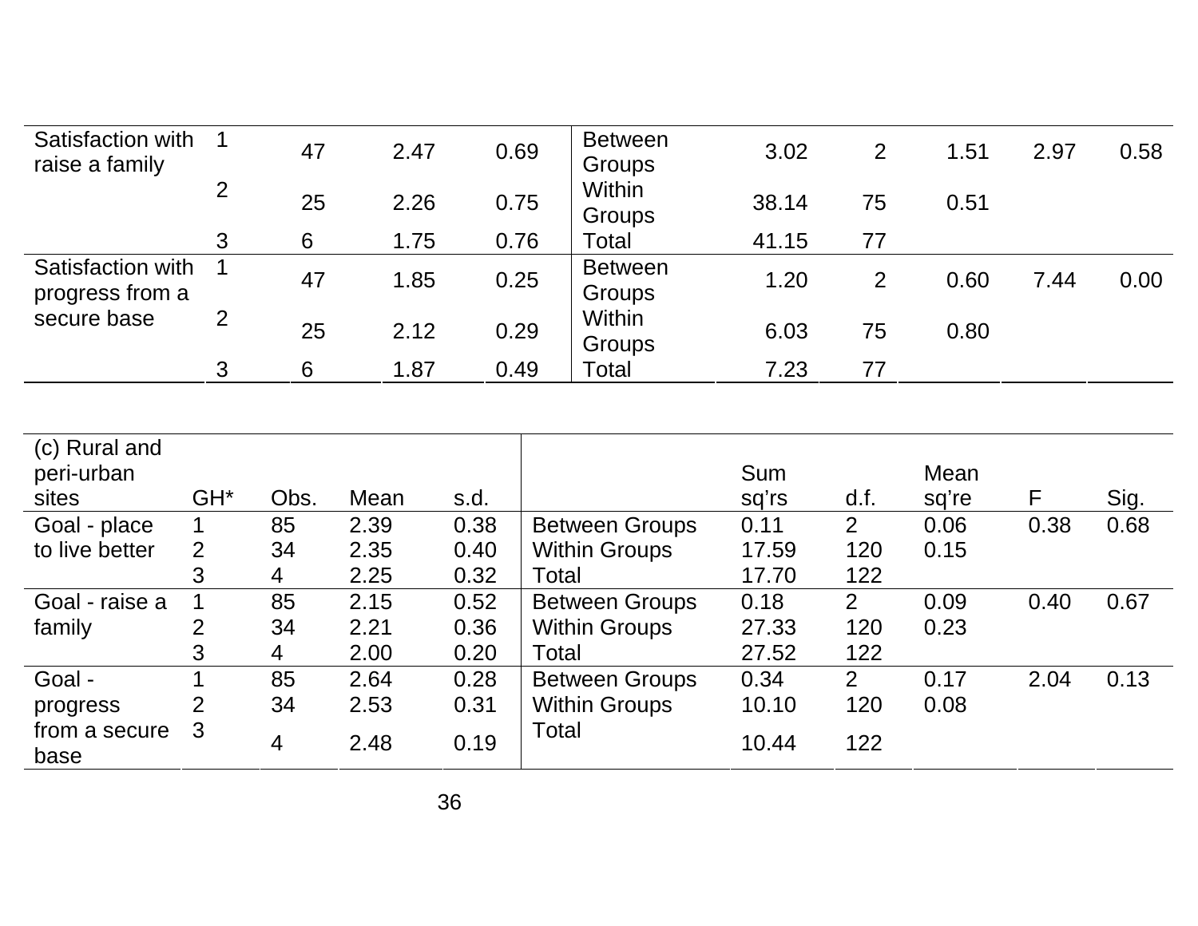| | | | | | | | | | | |
|---|---|---|---|---|---|---|---|---|---|---|
| Satisfaction with raise a family | 1 | 47 | 2.47 | 0.69 | Between Groups | 3.02 | 2 | 1.51 | 2.97 | 0.58 |
| | 2 | 25 | 2.26 | 0.75 | Within Groups | 38.14 | 75 | 0.51 | | |
| | 3 | 6 | 1.75 | 0.76 | Total | 41.15 | 77 | | | |
| Satisfaction with progress from a secure base | 1 | 47 | 1.85 | 0.25 | Between Groups | 1.20 | 2 | 0.60 | 7.44 | 0.00 |
| | 2 | 25 | 2.12 | 0.29 | Within Groups | 6.03 | 75 | 0.80 | | |
| | 3 | 6 | 1.87 | 0.49 | Total | 7.23 | 77 | | | |

| (c) Rural and peri-urban sites | GH* | Obs. | Mean | s.d. | | Sum sq'rs | d.f. | Mean sq're | F | Sig. |
|---|---|---|---|---|---|---|---|---|---|---|
| Goal - place to live better | 1 | 85 | 2.39 | 0.38 | Between Groups | 0.11 | 2 | 0.06 | 0.38 | 0.68 |
| | 2 | 34 | 2.35 | 0.40 | Within Groups | 17.59 | 120 | 0.15 | | |
| | 3 | 4 | 2.25 | 0.32 | Total | 17.70 | 122 | | | |
| Goal - raise a family | 1 | 85 | 2.15 | 0.52 | Between Groups | 0.18 | 2 | 0.09 | 0.40 | 0.67 |
| | 2 | 34 | 2.21 | 0.36 | Within Groups | 27.33 | 120 | 0.23 | | |
| | 3 | 4 | 2.00 | 0.20 | Total | 27.52 | 122 | | | |
| Goal - progress from a secure base | 1 | 85 | 2.64 | 0.28 | Between Groups | 0.34 | 2 | 0.17 | 2.04 | 0.13 |
| | 2 | 34 | 2.53 | 0.31 | Within Groups | 10.10 | 120 | 0.08 | | |
| | 3 | 4 | 2.48 | 0.19 | Total | 10.44 | 122 | | | |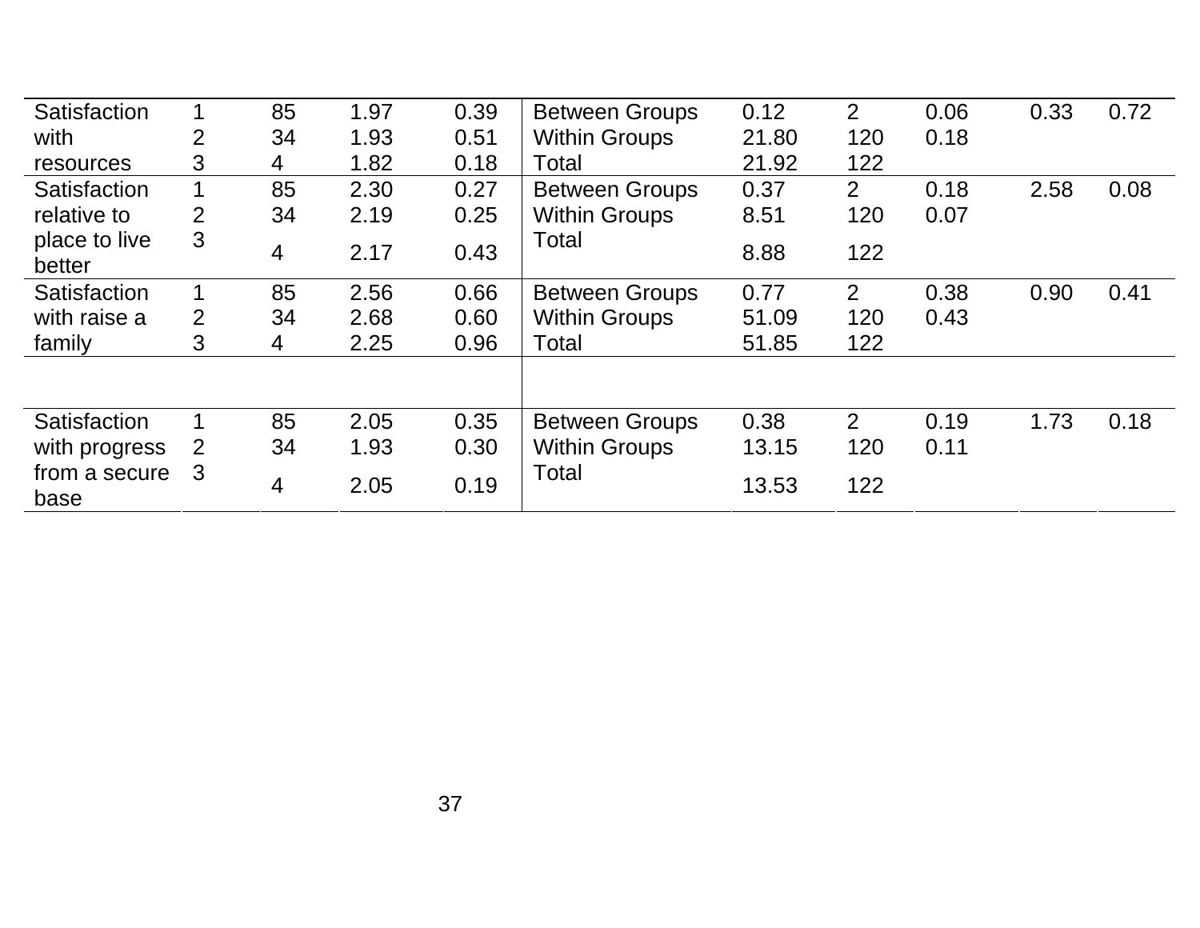| | | | | | | | | | | |
|---|---|---|---|---|---|---|---|---|---|---|
| Satisfaction with resources | 1 | 85 | 1.97 | 0.39 | Between Groups | 0.12 | 2 | 0.06 | 0.33 | 0.72 |
| | 2 | 34 | 1.93 | 0.51 | Within Groups | 21.80 | 120 | 0.18 | | |
| | 3 | 4 | 1.82 | 0.18 | Total | 21.92 | 122 | | | |
| Satisfaction relative to place to live better | 1 | 85 | 2.30 | 0.27 | Between Groups | 0.37 | 2 | 0.18 | 2.58 | 0.08 |
| | 2 | 34 | 2.19 | 0.25 | Within Groups | 8.51 | 120 | 0.07 | | |
| | 3 | 4 | 2.17 | 0.43 | Total | 8.88 | 122 | | | |
| Satisfaction with raise a family | 1 | 85 | 2.56 | 0.66 | Between Groups | 0.77 | 2 | 0.38 | 0.90 | 0.41 |
| | 2 | 34 | 2.68 | 0.60 | Within Groups | 51.09 | 120 | 0.43 | | |
| | 3 | 4 | 2.25 | 0.96 | Total | 51.85 | 122 | | | |
| | | | | | | | | | | |
| Satisfaction with progress from a secure base | 1 | 85 | 2.05 | 0.35 | Between Groups | 0.38 | 2 | 0.19 | 1.73 | 0.18 |
| | 2 | 34 | 1.93 | 0.30 | Within Groups | 13.15 | 120 | 0.11 | | |
| | 3 | 4 | 2.05 | 0.19 | Total | 13.53 | 122 | | | |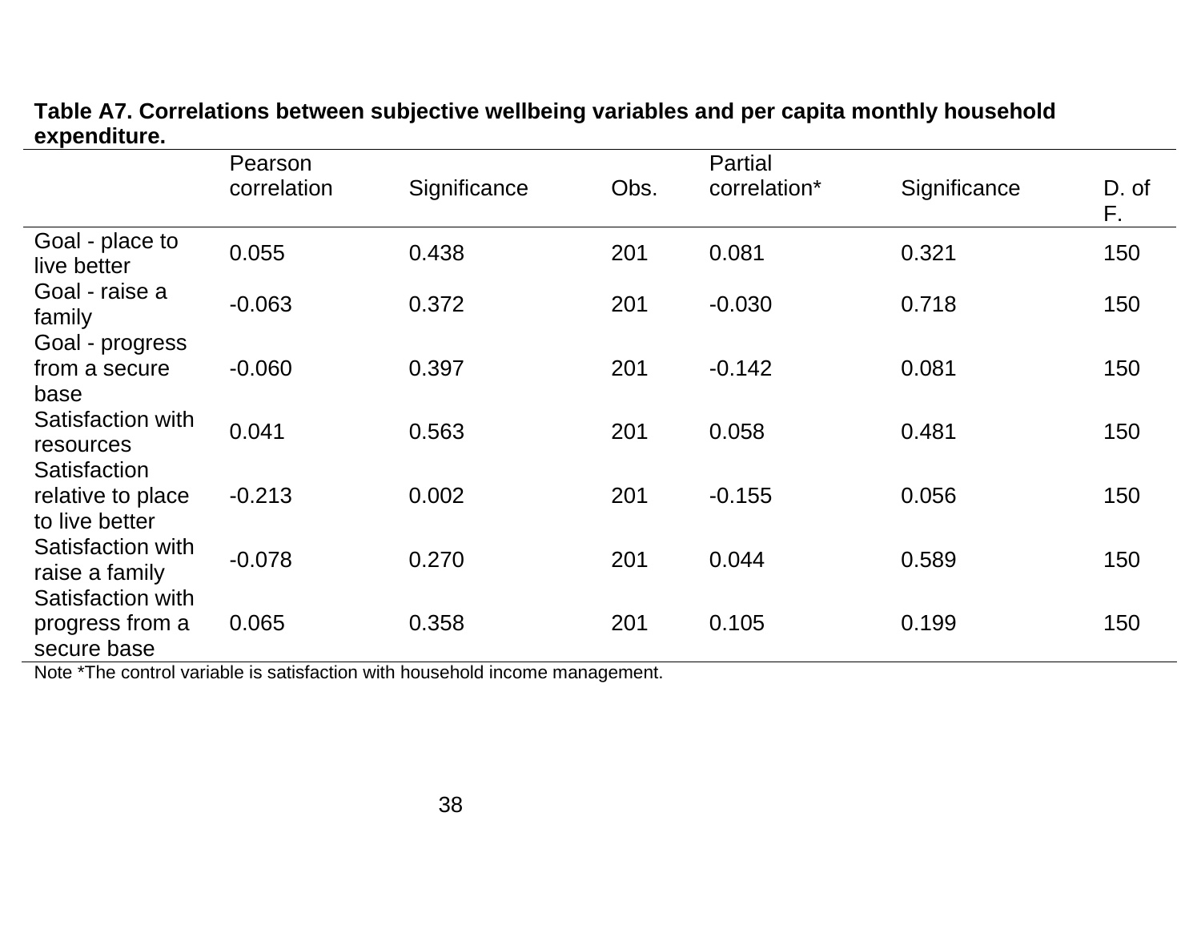**Table A7. Correlations between subjective wellbeing variables and per capita monthly household expenditure.**

| | Pearson correlation | Significance | Obs. | Partial correlation* | Significance | D. of F. |
|---|---|---|---|---|---|---|
| Goal - place to live better | 0.055 | 0.438 | 201 | 0.081 | 0.321 | 150 |
| Goal - raise a family | -0.063 | 0.372 | 201 | -0.030 | 0.718 | 150 |
| Goal - progress from a secure base | -0.060 | 0.397 | 201 | -0.142 | 0.081 | 150 |
| Satisfaction with resources | 0.041 | 0.563 | 201 | 0.058 | 0.481 | 150 |
| Satisfaction relative to place to live better | -0.213 | 0.002 | 201 | -0.155 | 0.056 | 150 |
| Satisfaction with raise a family | -0.078 | 0.270 | 201 | 0.044 | 0.589 | 150 |
| Satisfaction with progress from a secure base | 0.065 | 0.358 | 201 | 0.105 | 0.199 | 150 |

Note *The control variable is satisfaction with household income management.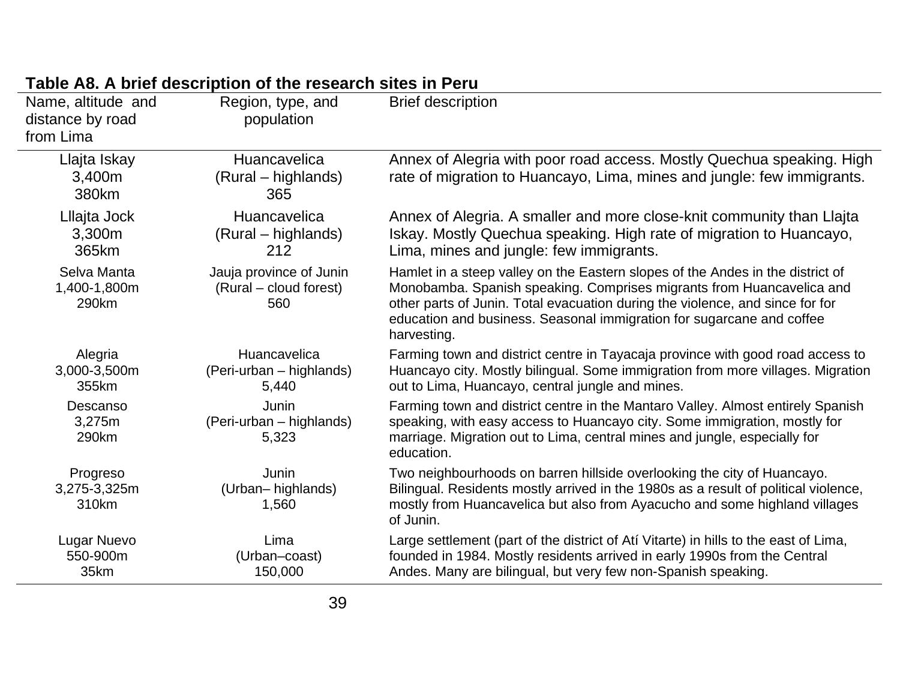**Table A8. A brief description of the research sites in Peru**

| Name, altitude and distance by road from Lima | Region, type, and population | Brief description |
|---|---|---|
| Llajta Iskay<br>3,400m<br>380km | Huancavelica<br>(Rural – highlands)<br>365 | Annex of Alegria with poor road access. Mostly Quechua speaking. High rate of migration to Huancayo, Lima, mines and jungle: few immigrants. |
| Lllajta Jock<br>3,300m<br>365km | Huancavelica<br>(Rural – highlands)<br>212 | Annex of Alegria. A smaller and more close-knit community than Llajta Iskay. Mostly Quechua speaking. High rate of migration to Huancayo, Lima, mines and jungle: few immigrants. |
| Selva Manta<br>1,400-1,800m<br>290km | Jauja province of Junin<br>(Rural – cloud forest)<br>560 | Hamlet in a steep valley on the Eastern slopes of the Andes in the district of Monobamba. Spanish speaking. Comprises migrants from Huancavelica and other parts of Junin. Total evacuation during the violence, and since for for education and business. Seasonal immigration for sugarcane and coffee harvesting. |
| Alegria<br>3,000-3,500m<br>355km | Huancavelica<br>(Peri-urban – highlands)<br>5,440 | Farming town and district centre in Tayacaja province with good road access to Huancayo city. Mostly bilingual. Some immigration from more villages. Migration out to Lima, Huancayo, central jungle and mines. |
| Descanso<br>3,275m<br>290km | Junin<br>(Peri-urban – highlands)<br>5,323 | Farming town and district centre in the Mantaro Valley. Almost entirely Spanish speaking, with easy access to Huancayo city. Some immigration, mostly for marriage. Migration out to Lima, central mines and jungle, especially for education. |
| Progreso<br>3,275-3,325m<br>310km | Junin<br>(Urban– highlands)<br>1,560 | Two neighbourhoods on barren hillside overlooking the city of Huancayo. Bilingual. Residents mostly arrived in the 1980s as a result of political violence, mostly from Huancavelica but also from Ayacucho and some highland villages of Junin. |
| Lugar Nuevo<br>550-900m<br>35km | Lima<br>(Urban–coast)<br>150,000 | Large settlement (part of the district of Atí Vitarte) in hills to the east of Lima, founded in 1984. Mostly residents arrived in early 1990s from the Central Andes. Many are bilingual, but very few non-Spanish speaking. |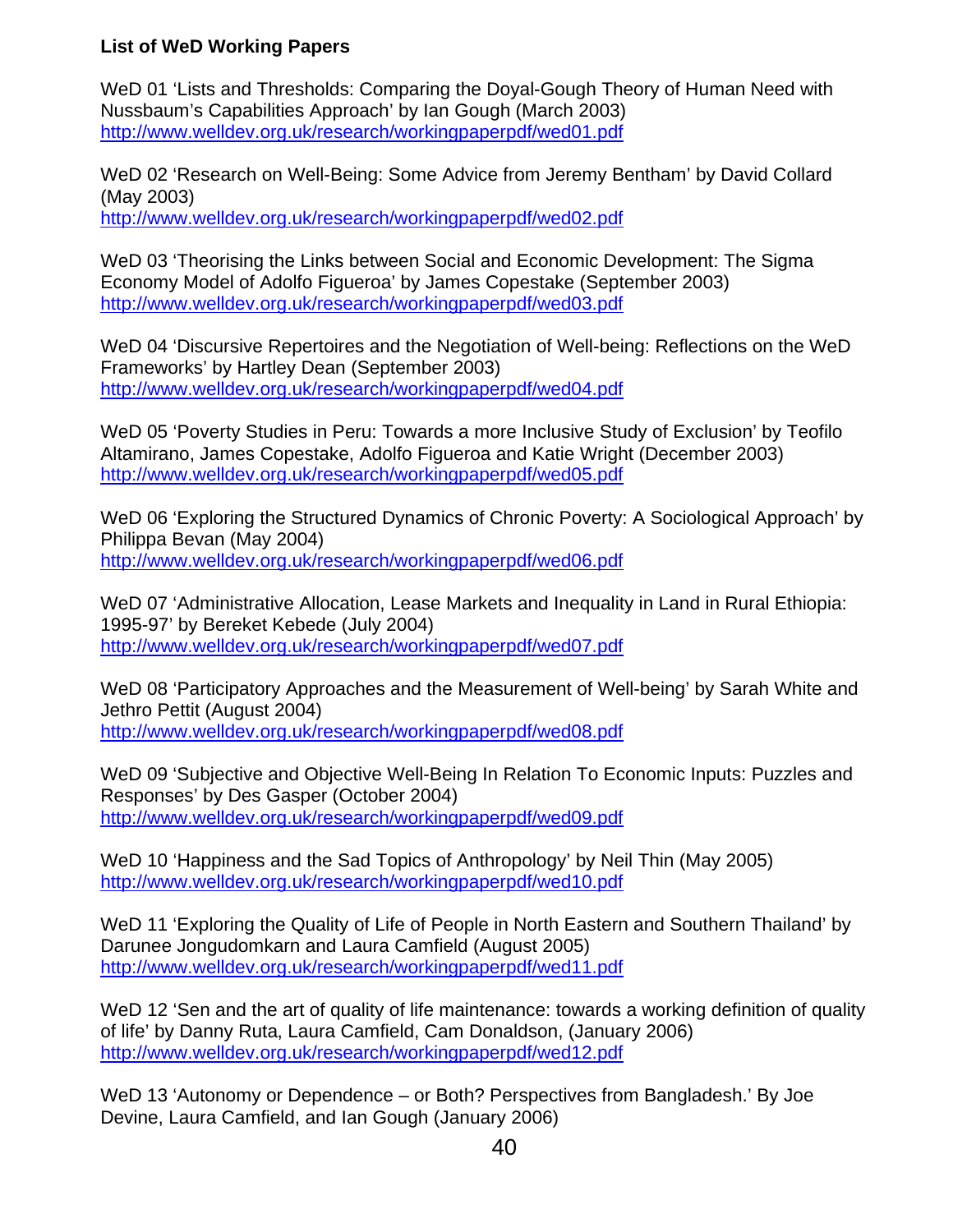**List of WeD Working Papers**

WeD 01 'Lists and Thresholds: Comparing the Doyal-Gough Theory of Human Need with Nussbaum's Capabilities Approach' by Ian Gough (March 2003)
http://www.welldev.org.uk/research/workingpaperpdf/wed01.pdf

WeD 02 'Research on Well-Being: Some Advice from Jeremy Bentham' by David Collard (May 2003)
http://www.welldev.org.uk/research/workingpaperpdf/wed02.pdf

WeD 03 'Theorising the Links between Social and Economic Development: The Sigma Economy Model of Adolfo Figueroa' by James Copestake (September 2003)
http://www.welldev.org.uk/research/workingpaperpdf/wed03.pdf

WeD 04 'Discursive Repertoires and the Negotiation of Well-being: Reflections on the WeD Frameworks' by Hartley Dean (September 2003)
http://www.welldev.org.uk/research/workingpaperpdf/wed04.pdf

WeD 05 'Poverty Studies in Peru: Towards a more Inclusive Study of Exclusion' by Teofilo Altamirano, James Copestake, Adolfo Figueroa and Katie Wright (December 2003)
http://www.welldev.org.uk/research/workingpaperpdf/wed05.pdf

WeD 06 'Exploring the Structured Dynamics of Chronic Poverty: A Sociological Approach' by Philippa Bevan (May 2004)
http://www.welldev.org.uk/research/workingpaperpdf/wed06.pdf

WeD 07 'Administrative Allocation, Lease Markets and Inequality in Land in Rural Ethiopia: 1995-97' by Bereket Kebede (July 2004)
http://www.welldev.org.uk/research/workingpaperpdf/wed07.pdf

WeD 08 'Participatory Approaches and the Measurement of Well-being' by Sarah White and Jethro Pettit (August 2004)
http://www.welldev.org.uk/research/workingpaperpdf/wed08.pdf

WeD 09 'Subjective and Objective Well-Being In Relation To Economic Inputs: Puzzles and Responses' by Des Gasper (October 2004)
http://www.welldev.org.uk/research/workingpaperpdf/wed09.pdf

WeD 10 'Happiness and the Sad Topics of Anthropology' by Neil Thin (May 2005)
http://www.welldev.org.uk/research/workingpaperpdf/wed10.pdf

WeD 11 'Exploring the Quality of Life of People in North Eastern and Southern Thailand' by Darunee Jongudomkarn and Laura Camfield (August 2005)
http://www.welldev.org.uk/research/workingpaperpdf/wed11.pdf

WeD 12 'Sen and the art of quality of life maintenance: towards a working definition of quality of life' by Danny Ruta, Laura Camfield, Cam Donaldson, (January 2006)
http://www.welldev.org.uk/research/workingpaperpdf/wed12.pdf

WeD 13 'Autonomy or Dependence – or Both? Perspectives from Bangladesh.' By Joe Devine, Laura Camfield, and Ian Gough (January 2006)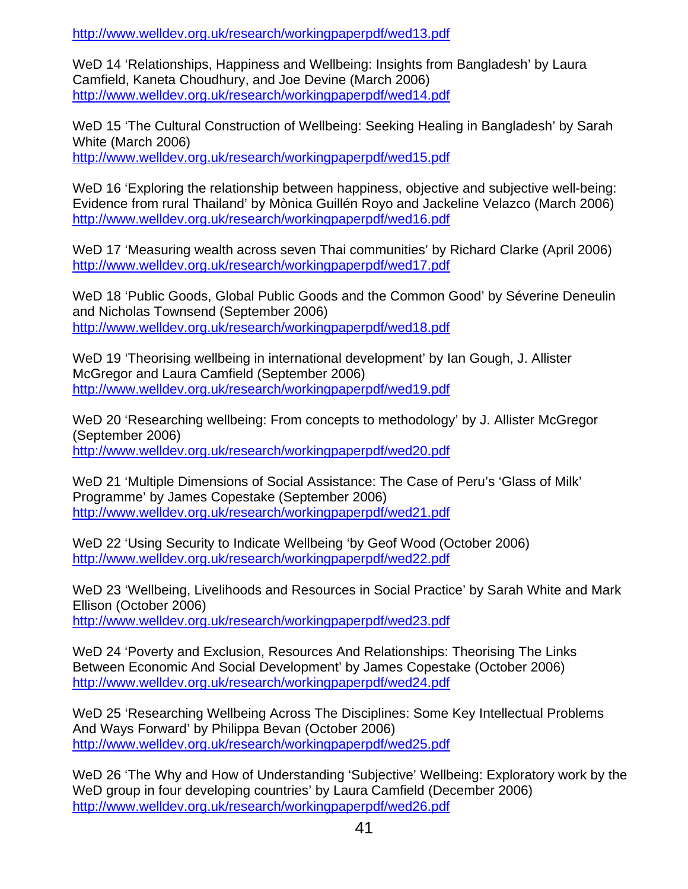http://www.welldev.org.uk/research/workingpaperpdf/wed13.pdf

WeD 14 'Relationships, Happiness and Wellbeing: Insights from Bangladesh' by Laura Camfield, Kaneta Choudhury, and Joe Devine (March 2006)
http://www.welldev.org.uk/research/workingpaperpdf/wed14.pdf

WeD 15 'The Cultural Construction of Wellbeing: Seeking Healing in Bangladesh' by Sarah White (March 2006)
http://www.welldev.org.uk/research/workingpaperpdf/wed15.pdf

WeD 16 'Exploring the relationship between happiness, objective and subjective well-being: Evidence from rural Thailand' by Mònica Guillén Royo and Jackeline Velazco (March 2006)
http://www.welldev.org.uk/research/workingpaperpdf/wed16.pdf

WeD 17 'Measuring wealth across seven Thai communities' by Richard Clarke (April 2006)
http://www.welldev.org.uk/research/workingpaperpdf/wed17.pdf

WeD 18 'Public Goods, Global Public Goods and the Common Good' by Séverine Deneulin and Nicholas Townsend (September 2006)
http://www.welldev.org.uk/research/workingpaperpdf/wed18.pdf

WeD 19 'Theorising wellbeing in international development' by Ian Gough, J. Allister McGregor and Laura Camfield (September 2006)
http://www.welldev.org.uk/research/workingpaperpdf/wed19.pdf

WeD 20 'Researching wellbeing: From concepts to methodology' by J. Allister McGregor (September 2006)
http://www.welldev.org.uk/research/workingpaperpdf/wed20.pdf

WeD 21 'Multiple Dimensions of Social Assistance: The Case of Peru's 'Glass of Milk' Programme' by James Copestake (September 2006)
http://www.welldev.org.uk/research/workingpaperpdf/wed21.pdf

WeD 22 'Using Security to Indicate Wellbeing 'by Geof Wood (October 2006)
http://www.welldev.org.uk/research/workingpaperpdf/wed22.pdf

WeD 23 'Wellbeing, Livelihoods and Resources in Social Practice' by Sarah White and Mark Ellison (October 2006)
http://www.welldev.org.uk/research/workingpaperpdf/wed23.pdf

WeD 24 'Poverty and Exclusion, Resources And Relationships: Theorising The Links Between Economic And Social Development' by James Copestake (October 2006)
http://www.welldev.org.uk/research/workingpaperpdf/wed24.pdf

WeD 25 'Researching Wellbeing Across The Disciplines: Some Key Intellectual Problems And Ways Forward' by Philippa Bevan (October 2006)
http://www.welldev.org.uk/research/workingpaperpdf/wed25.pdf

WeD 26 'The Why and How of Understanding 'Subjective' Wellbeing: Exploratory work by the WeD group in four developing countries' by Laura Camfield (December 2006)
http://www.welldev.org.uk/research/workingpaperpdf/wed26.pdf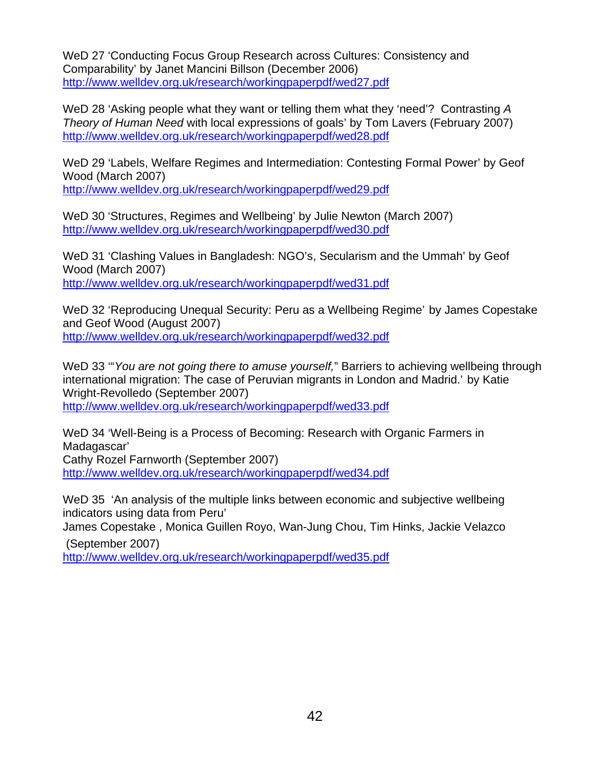WeD 27 'Conducting Focus Group Research across Cultures: Consistency and Comparability' by Janet Mancini Billson (December 2006)
http://www.welldev.org.uk/research/workingpaperpdf/wed27.pdf

WeD 28 'Asking people what they want or telling them what they 'need'? Contrasting *A Theory of Human Need* with local expressions of goals' by Tom Lavers (February 2007)
http://www.welldev.org.uk/research/workingpaperpdf/wed28.pdf

WeD 29 'Labels, Welfare Regimes and Intermediation: Contesting Formal Power' by Geof Wood (March 2007)
http://www.welldev.org.uk/research/workingpaperpdf/wed29.pdf

WeD 30 'Structures, Regimes and Wellbeing' by Julie Newton (March 2007)
http://www.welldev.org.uk/research/workingpaperpdf/wed30.pdf

WeD 31 'Clashing Values in Bangladesh: NGO's, Secularism and the Ummah' by Geof Wood (March 2007)
http://www.welldev.org.uk/research/workingpaperpdf/wed31.pdf

WeD 32 'Reproducing Unequal Security: Peru as a Wellbeing Regime' by James Copestake and Geof Wood (August 2007)
http://www.welldev.org.uk/research/workingpaperpdf/wed32.pdf

WeD 33 '"*You are not going there to amuse yourself,*" Barriers to achieving wellbeing through international migration: The case of Peruvian migrants in London and Madrid.' by Katie Wright-Revolledo (September 2007)
http://www.welldev.org.uk/research/workingpaperpdf/wed33.pdf

WeD 34 'Well-Being is a Process of Becoming: Research with Organic Farmers in Madagascar'
Cathy Rozel Farnworth (September 2007)
http://www.welldev.org.uk/research/workingpaperpdf/wed34.pdf

WeD 35 'An analysis of the multiple links between economic and subjective wellbeing indicators using data from Peru'
James Copestake , Monica Guillen Royo, Wan-Jung Chou, Tim Hinks, Jackie Velazco
(September 2007)
http://www.welldev.org.uk/research/workingpaperpdf/wed35.pdf